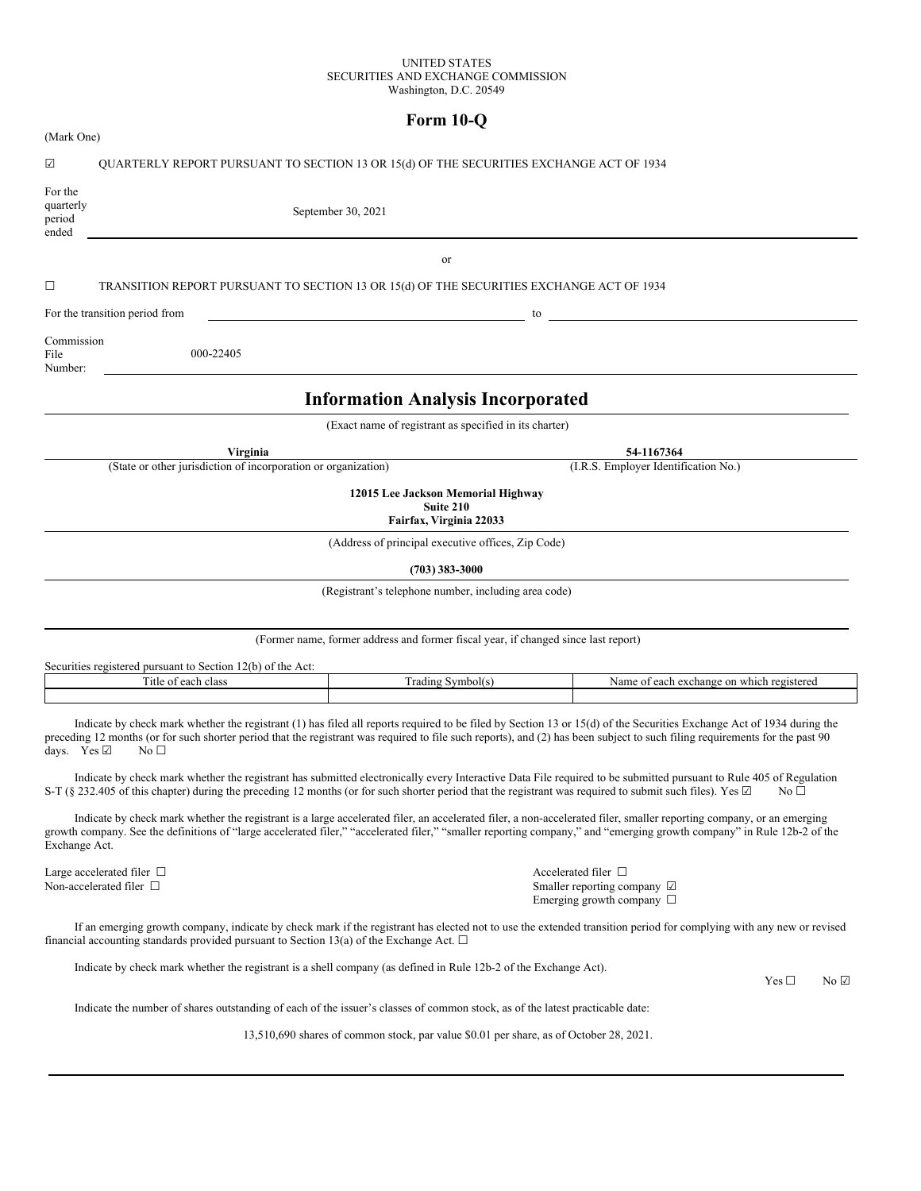UNITED STATES
SECURITIES AND EXCHANGE COMMISSION
Washington, D.C. 20549

# Form 10-Q

(Mark One)

☑ QUARTERLY REPORT PURSUANT TO SECTION 13 OR 15(d) OF THE SECURITIES EXCHANGE ACT OF 1934

For the quarterly period ended September 30, 2021

or

☐ TRANSITION REPORT PURSUANT TO SECTION 13 OR 15(d) OF THE SECURITIES EXCHANGE ACT OF 1934

For the transition period from ____________ to ____________

Commission File Number: 000-22405

# Information Analysis Incorporated

(Exact name of registrant as specified in its charter)

| **Virginia** | **54-1167364** |
|---|---|
| (State or other jurisdiction of incorporation or organization) | (I.R.S. Employer Identification No.) |

**12015 Lee Jackson Memorial Highway**
**Suite 210**
**Fairfax, Virginia 22033**

(Address of principal executive offices, Zip Code)

**(703) 383-3000**

(Registrant's telephone number, including area code)

(Former name, former address and former fiscal year, if changed since last report)

Securities registered pursuant to Section 12(b) of the Act:

| Title of each class | Trading Symbol(s) | Name of each exchange on which registered |
|---|---|---|
| | | |

Indicate by check mark whether the registrant (1) has filed all reports required to be filed by Section 13 or 15(d) of the Securities Exchange Act of 1934 during the preceding 12 months (or for such shorter period that the registrant was required to file such reports), and (2) has been subject to such filing requirements for the past 90 days. Yes ☑ No ☐

Indicate by check mark whether the registrant has submitted electronically every Interactive Data File required to be submitted pursuant to Rule 405 of Regulation S-T (§ 232.405 of this chapter) during the preceding 12 months (or for such shorter period that the registrant was required to submit such files). Yes ☑ No ☐

Indicate by check mark whether the registrant is a large accelerated filer, an accelerated filer, a non-accelerated filer, smaller reporting company, or an emerging growth company. See the definitions of "large accelerated filer," "accelerated filer," "smaller reporting company," and "emerging growth company" in Rule 12b-2 of the Exchange Act.

| | |
|---|---|
| Large accelerated filer ☐ | Accelerated filer ☐ |
| Non-accelerated filer ☐ | Smaller reporting company ☑ |
| | Emerging growth company ☐ |

If an emerging growth company, indicate by check mark if the registrant has elected not to use the extended transition period for complying with any new or revised financial accounting standards provided pursuant to Section 13(a) of the Exchange Act. ☐

Indicate by check mark whether the registrant is a shell company (as defined in Rule 12b-2 of the Exchange Act). Yes ☐ No ☑

Indicate the number of shares outstanding of each of the issuer's classes of common stock, as of the latest practicable date:

13,510,690 shares of common stock, par value $0.01 per share, as of October 28, 2021.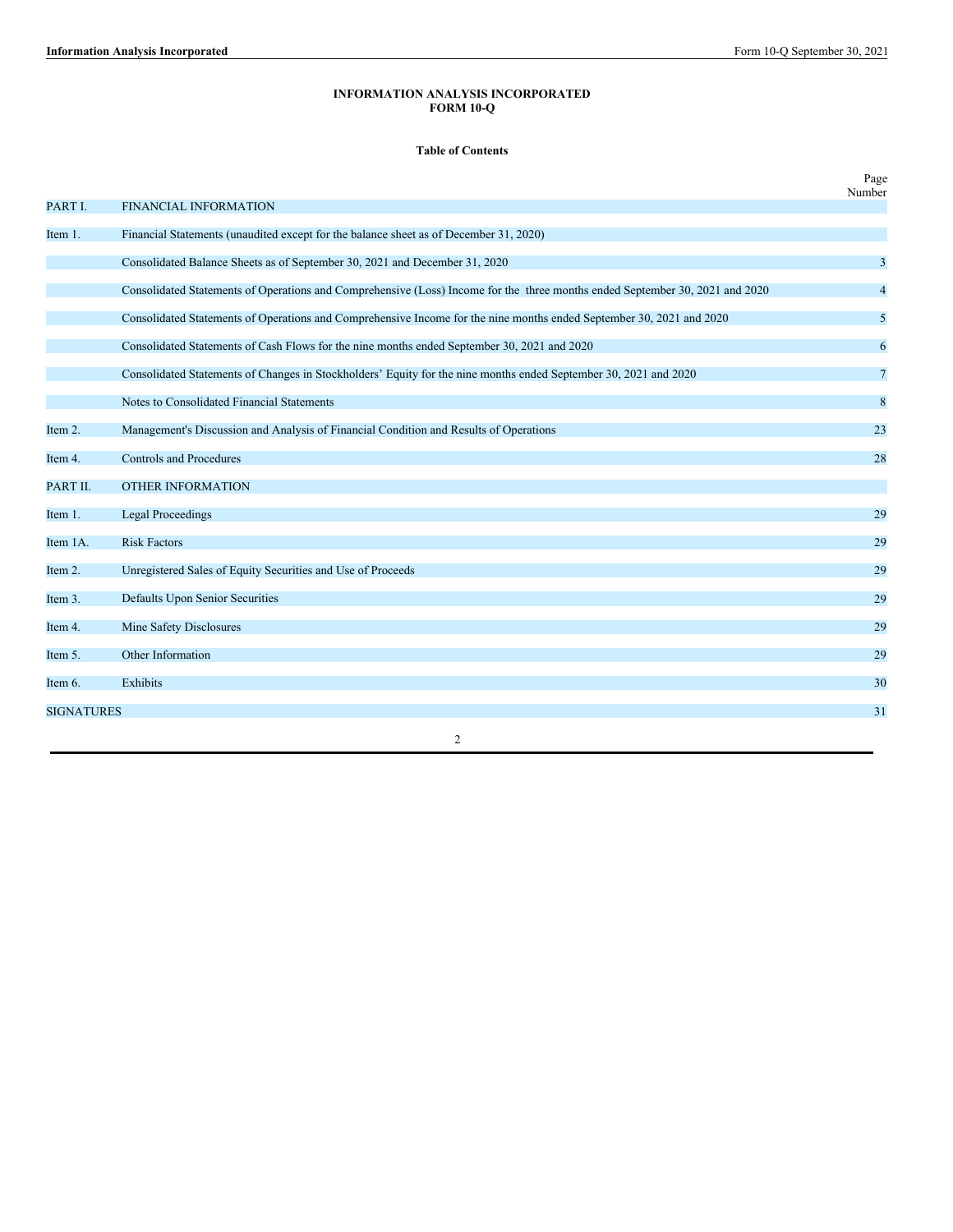**INFORMATION ANALYSIS INCORPORATED**
**FORM 10-Q**

**Table of Contents**

| | | Page Number |
|---|---|---|
| PART I. | FINANCIAL INFORMATION | |
| Item 1. | Financial Statements (unaudited except for the balance sheet as of December 31, 2020) | |
| | Consolidated Balance Sheets as of September 30, 2021 and December 31, 2020 | 3 |
| | Consolidated Statements of Operations and Comprehensive (Loss) Income for the three months ended September 30, 2021 and 2020 | 4 |
| | Consolidated Statements of Operations and Comprehensive Income for the nine months ended September 30, 2021 and 2020 | 5 |
| | Consolidated Statements of Cash Flows for the nine months ended September 30, 2021 and 2020 | 6 |
| | Consolidated Statements of Changes in Stockholders' Equity for the nine months ended September 30, 2021 and 2020 | 7 |
| | Notes to Consolidated Financial Statements | 8 |
| Item 2. | Management's Discussion and Analysis of Financial Condition and Results of Operations | 23 |
| Item 4. | Controls and Procedures | 28 |
| PART II. | OTHER INFORMATION | |
| Item 1. | Legal Proceedings | 29 |
| Item 1A. | Risk Factors | 29 |
| Item 2. | Unregistered Sales of Equity Securities and Use of Proceeds | 29 |
| Item 3. | Defaults Upon Senior Securities | 29 |
| Item 4. | Mine Safety Disclosures | 29 |
| Item 5. | Other Information | 29 |
| Item 6. | Exhibits | 30 |
| SIGNATURES | | 31 |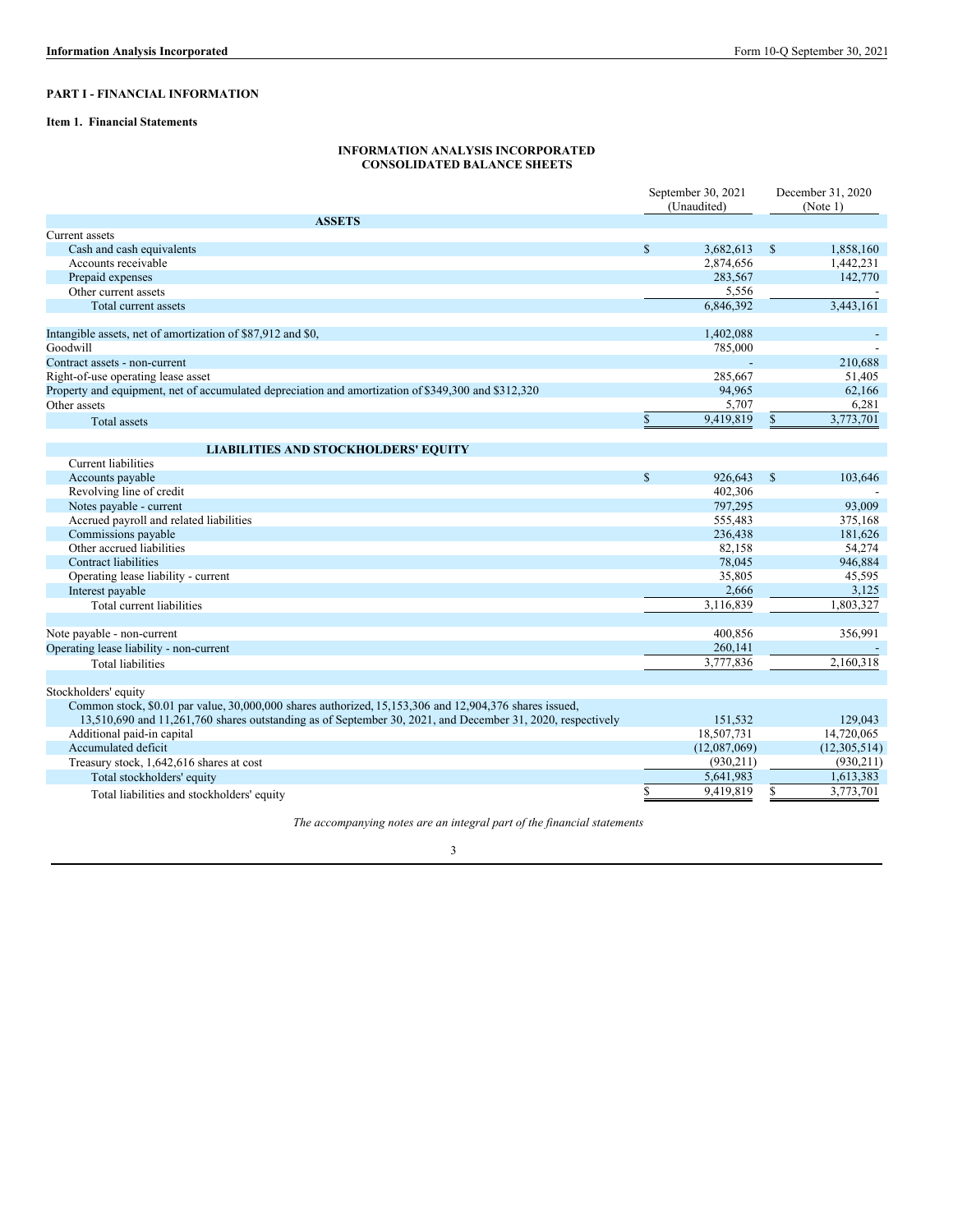## PART I - FINANCIAL INFORMATION

### Item 1. Financial Statements

**INFORMATION ANALYSIS INCORPORATED**
**CONSOLIDATED BALANCE SHEETS**

| | September 30, 2021 (Unaudited) | December 31, 2020 (Note 1) |
|---|---|---|
| **ASSETS** | | |
| Current assets | | |
| Cash and cash equivalents | $ 3,682,613 | $ 1,858,160 |
| Accounts receivable | 2,874,656 | 1,442,231 |
| Prepaid expenses | 283,567 | 142,770 |
| Other current assets | 5,556 | - |
| Total current assets | 6,846,392 | 3,443,161 |
| | | |
| Intangible assets, net of amortization of $87,912 and $0, | 1,402,088 | - |
| Goodwill | 785,000 | - |
| Contract assets - non-current | - | 210,688 |
| Right-of-use operating lease asset | 285,667 | 51,405 |
| Property and equipment, net of accumulated depreciation and amortization of $349,300 and $312,320 | 94,965 | 62,166 |
| Other assets | 5,707 | 6,281 |
| Total assets | $ 9,419,819 | $ 3,773,701 |
| | | |
| **LIABILITIES AND STOCKHOLDERS' EQUITY** | | |
| Current liabilities | | |
| Accounts payable | $ 926,643 | $ 103,646 |
| Revolving line of credit | 402,306 | - |
| Notes payable - current | 797,295 | 93,009 |
| Accrued payroll and related liabilities | 555,483 | 375,168 |
| Commissions payable | 236,438 | 181,626 |
| Other accrued liabilities | 82,158 | 54,274 |
| Contract liabilities | 78,045 | 946,884 |
| Operating lease liability - current | 35,805 | 45,595 |
| Interest payable | 2,666 | 3,125 |
| Total current liabilities | 3,116,839 | 1,803,327 |
| | | |
| Note payable - non-current | 400,856 | 356,991 |
| Operating lease liability - non-current | 260,141 | - |
| Total liabilities | 3,777,836 | 2,160,318 |
| | | |
| Stockholders' equity | | |
| Common stock, $0.01 par value, 30,000,000 shares authorized, 15,153,306 and 12,904,376 shares issued, 13,510,690 and 11,261,760 shares outstanding as of September 30, 2021, and December 31, 2020, respectively | 151,532 | 129,043 |
| Additional paid-in capital | 18,507,731 | 14,720,065 |
| Accumulated deficit | (12,087,069) | (12,305,514) |
| Treasury stock, 1,642,616 shares at cost | (930,211) | (930,211) |
| Total stockholders' equity | 5,641,983 | 1,613,383 |
| Total liabilities and stockholders' equity | $ 9,419,819 | $ 3,773,701 |

*The accompanying notes are an integral part of the financial statements*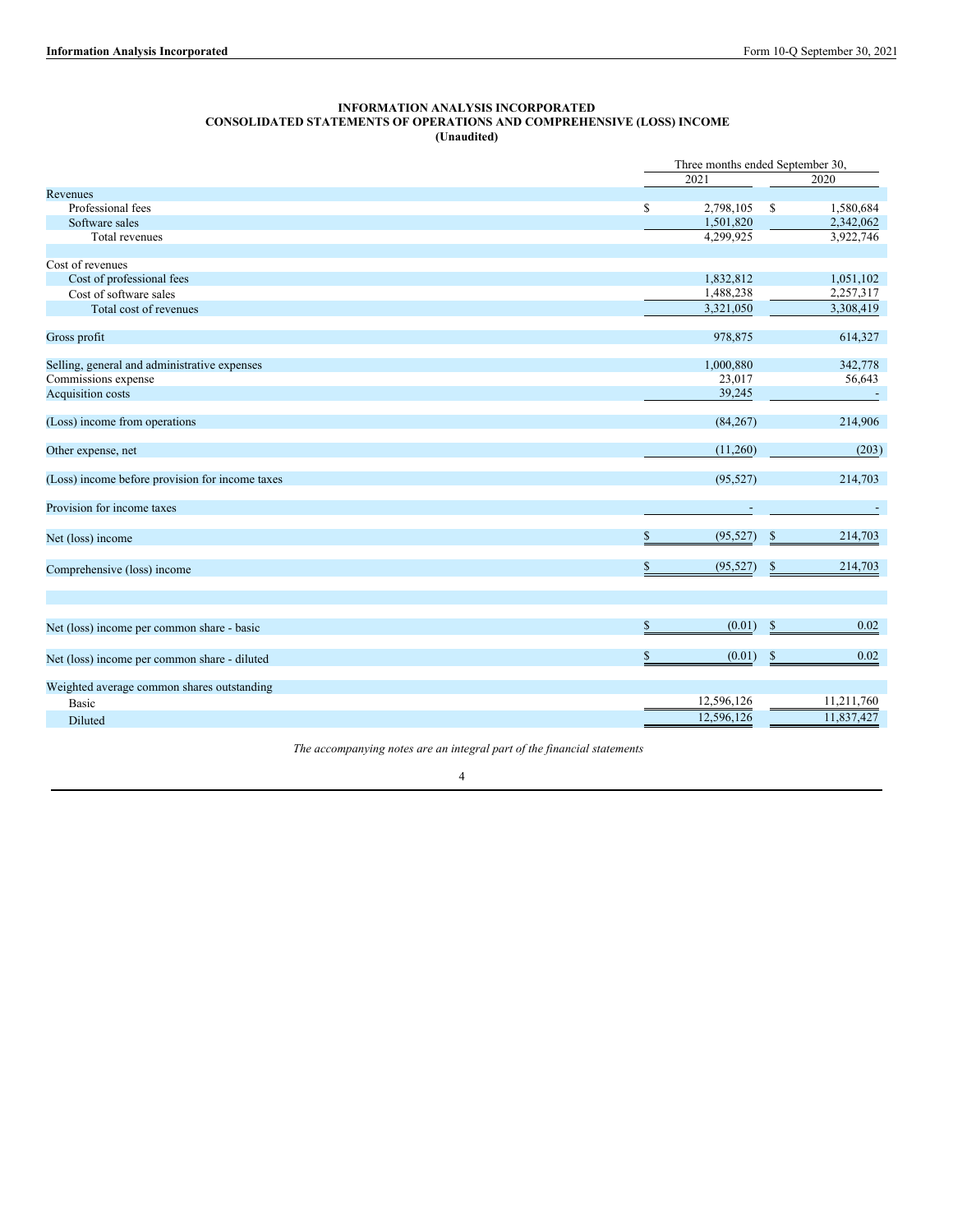**INFORMATION ANALYSIS INCORPORATED**
**CONSOLIDATED STATEMENTS OF OPERATIONS AND COMPREHENSIVE (LOSS) INCOME**
**(Unaudited)**

| | Three months ended September 30, | |
|---|---|---|
| | 2021 | 2020 |
| Revenues | | |
| Professional fees | $ 2,798,105 | $ 1,580,684 |
| Software sales | 1,501,820 | 2,342,062 |
| Total revenues | 4,299,925 | 3,922,746 |
| | | |
| Cost of revenues | | |
| Cost of professional fees | 1,832,812 | 1,051,102 |
| Cost of software sales | 1,488,238 | 2,257,317 |
| Total cost of revenues | 3,321,050 | 3,308,419 |
| | | |
| Gross profit | 978,875 | 614,327 |
| | | |
| Selling, general and administrative expenses | 1,000,880 | 342,778 |
| Commissions expense | 23,017 | 56,643 |
| Acquisition costs | 39,245 | - |
| | | |
| (Loss) income from operations | (84,267) | 214,906 |
| | | |
| Other expense, net | (11,260) | (203) |
| | | |
| (Loss) income before provision for income taxes | (95,527) | 214,703 |
| | | |
| Provision for income taxes | - | - |
| | | |
| Net (loss) income | $ (95,527) | $ 214,703 |
| | | |
| Comprehensive (loss) income | $ (95,527) | $ 214,703 |
| | | |
| Net (loss) income per common share - basic | $ (0.01) | $ 0.02 |
| | | |
| Net (loss) income per common share - diluted | $ (0.01) | $ 0.02 |
| | | |
| Weighted average common shares outstanding | | |
| Basic | 12,596,126 | 11,211,760 |
| Diluted | 12,596,126 | 11,837,427 |

*The accompanying notes are an integral part of the financial statements*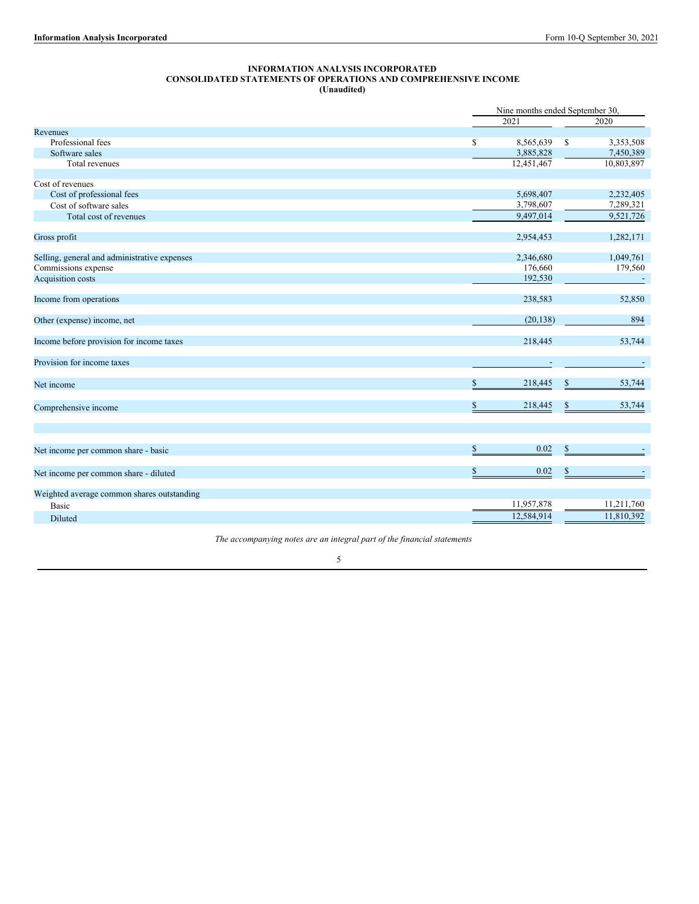**INFORMATION ANALYSIS INCORPORATED**
**CONSOLIDATED STATEMENTS OF OPERATIONS AND COMPREHENSIVE INCOME**
**(Unaudited)**

| | Nine months ended September 30, | |
|---|---|---|
| | 2021 | 2020 |
| Revenues | | |
| Professional fees | $ 8,565,639 | $ 3,353,508 |
| Software sales | 3,885,828 | 7,450,389 |
| Total revenues | 12,451,467 | 10,803,897 |
| | | |
| Cost of revenues | | |
| Cost of professional fees | 5,698,407 | 2,232,405 |
| Cost of software sales | 3,798,607 | 7,289,321 |
| Total cost of revenues | 9,497,014 | 9,521,726 |
| | | |
| Gross profit | 2,954,453 | 1,282,171 |
| | | |
| Selling, general and administrative expenses | 2,346,680 | 1,049,761 |
| Commissions expense | 176,660 | 179,560 |
| Acquisition costs | 192,530 | - |
| | | |
| Income from operations | 238,583 | 52,850 |
| | | |
| Other (expense) income, net | (20,138) | 894 |
| | | |
| Income before provision for income taxes | 218,445 | 53,744 |
| | | |
| Provision for income taxes | - | - |
| | | |
| Net income | $ 218,445 | $ 53,744 |
| | | |
| Comprehensive income | $ 218,445 | $ 53,744 |
| | | |
| Net income per common share - basic | $ 0.02 | $ - |
| | | |
| Net income per common share - diluted | $ 0.02 | $ - |
| | | |
| Weighted average common shares outstanding | | |
| Basic | 11,957,878 | 11,211,760 |
| Diluted | 12,584,914 | 11,810,392 |

*The accompanying notes are an integral part of the financial statements*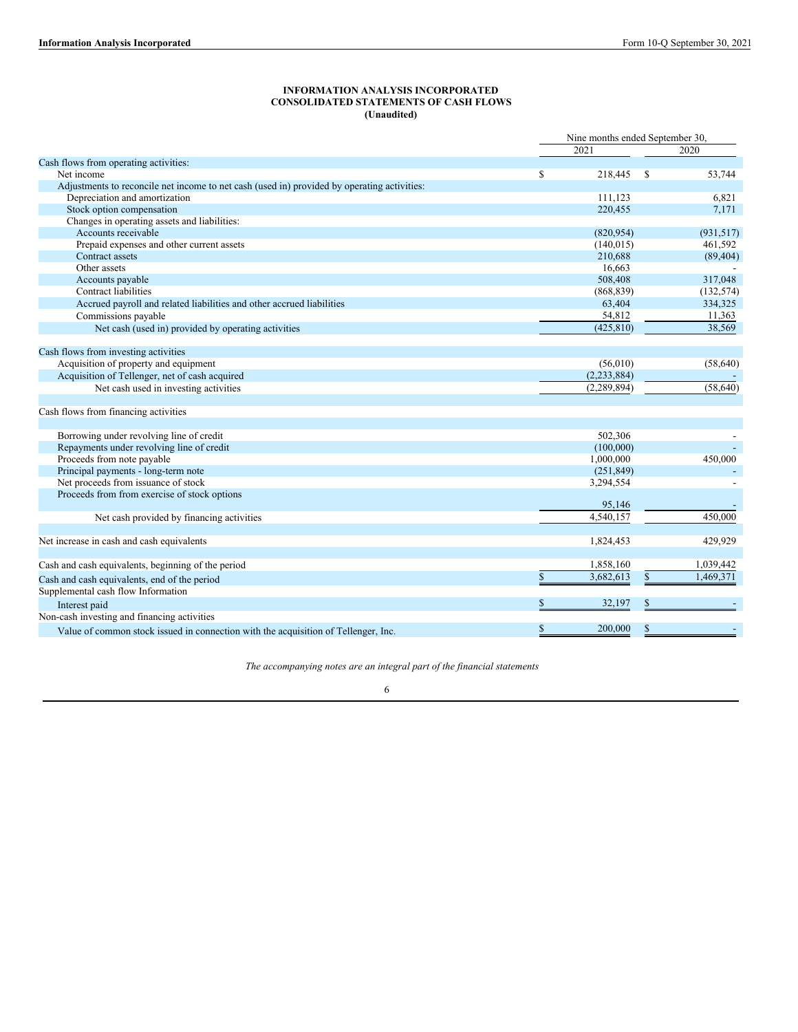**INFORMATION ANALYSIS INCORPORATED**
**CONSOLIDATED STATEMENTS OF CASH FLOWS**
**(Unaudited)**

| | Nine months ended September 30, | |
|---|---|---|
| | 2021 | 2020 |
| Cash flows from operating activities: | | |
| Net income | $ 218,445 | $ 53,744 |
| Adjustments to reconcile net income to net cash (used in) provided by operating activities: | | |
| Depreciation and amortization | 111,123 | 6,821 |
| Stock option compensation | 220,455 | 7,171 |
| Changes in operating assets and liabilities: | | |
| Accounts receivable | (820,954) | (931,517) |
| Prepaid expenses and other current assets | (140,015) | 461,592 |
| Contract assets | 210,688 | (89,404) |
| Other assets | 16,663 | - |
| Accounts payable | 508,408 | 317,048 |
| Contract liabilities | (868,839) | (132,574) |
| Accrued payroll and related liabilities and other accrued liabilities | 63,404 | 334,325 |
| Commissions payable | 54,812 | 11,363 |
| Net cash (used in) provided by operating activities | (425,810) | 38,569 |
| | | |
| Cash flows from investing activities | | |
| Acquisition of property and equipment | (56,010) | (58,640) |
| Acquisition of Tellenger, net of cash acquired | (2,233,884) | - |
| Net cash used in investing activities | (2,289,894) | (58,640) |
| | | |
| Cash flows from financing activities | | |
| | | |
| Borrowing under revolving line of credit | 502,306 | - |
| Repayments under revolving line of credit | (100,000) | - |
| Proceeds from note payable | 1,000,000 | 450,000 |
| Principal payments - long-term note | (251,849) | - |
| Net proceeds from issuance of stock | 3,294,554 | - |
| Proceeds from from exercise of stock options | 95,146 | - |
| Net cash provided by financing activities | 4,540,157 | 450,000 |
| | | |
| Net increase in cash and cash equivalents | 1,824,453 | 429,929 |
| | | |
| Cash and cash equivalents, beginning of the period | 1,858,160 | 1,039,442 |
| Cash and cash equivalents, end of the period | $ 3,682,613 | $ 1,469,371 |
| Supplemental cash flow Information | | |
| Interest paid | $ 32,197 | $ - |
| Non-cash investing and financing activities | | |
| Value of common stock issued in connection with the acquisition of Tellenger, Inc. | $ 200,000 | $ - |

*The accompanying notes are an integral part of the financial statements*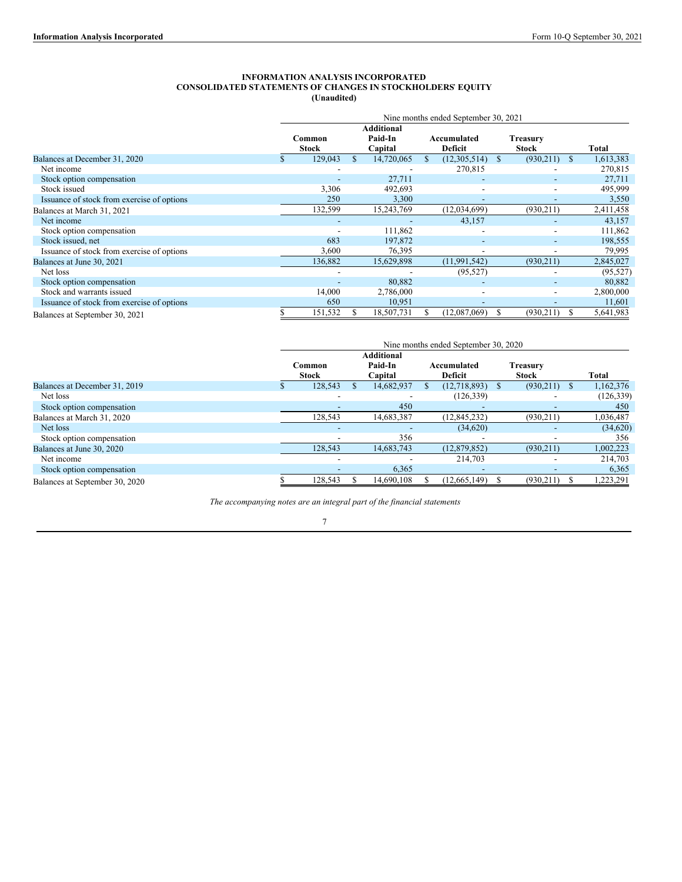# INFORMATION ANALYSIS INCORPORATED
## CONSOLIDATED STATEMENTS OF CHANGES IN STOCKHOLDERS' EQUITY
**(Unaudited)**

| | Nine months ended September 30, 2021 | | | | |
|---|---|---|---|---|---|
| | Common Stock | Additional Paid-In Capital | Accumulated Deficit | Treasury Stock | Total |
| Balances at December 31, 2020 | $ 129,043 | $ 14,720,065 | $ (12,305,514) | $ (930,211) | $ 1,613,383 |
| Net income | - | - | 270,815 | - | 270,815 |
| Stock option compensation | - | 27,711 | - | - | 27,711 |
| Stock issued | 3,306 | 492,693 | - | - | 495,999 |
| Issuance of stock from exercise of options | 250 | 3,300 | - | - | 3,550 |
| Balances at March 31, 2021 | 132,599 | 15,243,769 | (12,034,699) | (930,211) | 2,411,458 |
| Net income | - | - | 43,157 | - | 43,157 |
| Stock option compensation | - | 111,862 | - | - | 111,862 |
| Stock issued, net | 683 | 197,872 | - | - | 198,555 |
| Issuance of stock from exercise of options | 3,600 | 76,395 | - | - | 79,995 |
| Balances at June 30, 2021 | 136,882 | 15,629,898 | (11,991,542) | (930,211) | 2,845,027 |
| Net loss | - | - | (95,527) | - | (95,527) |
| Stock option compensation | - | 80,882 | - | - | 80,882 |
| Stock and warrants issued | 14,000 | 2,786,000 | - | - | 2,800,000 |
| Issuance of stock from exercise of options | 650 | 10,951 | - | - | 11,601 |
| Balances at September 30, 2021 | $ 151,532 | $ 18,507,731 | $ (12,087,069) | $ (930,211) | $ 5,641,983 |

| | Nine months ended September 30, 2020 | | | | |
|---|---|---|---|---|---|
| | Common Stock | Additional Paid-In Capital | Accumulated Deficit | Treasury Stock | Total |
| Balances at December 31, 2019 | $ 128,543 | $ 14,682,937 | $ (12,718,893) | $ (930,211) | $ 1,162,376 |
| Net loss | - | - | (126,339) | - | (126,339) |
| Stock option compensation | - | 450 | - | - | 450 |
| Balances at March 31, 2020 | 128,543 | 14,683,387 | (12,845,232) | (930,211) | 1,036,487 |
| Net loss | - | - | (34,620) | - | (34,620) |
| Stock option compensation | - | 356 | - | - | 356 |
| Balances at June 30, 2020 | 128,543 | 14,683,743 | (12,879,852) | (930,211) | 1,002,223 |
| Net income | - | - | 214,703 | - | 214,703 |
| Stock option compensation | - | 6,365 | - | - | 6,365 |
| Balances at September 30, 2020 | $ 128,543 | $ 14,690,108 | $ (12,665,149) | $ (930,211) | $ 1,223,291 |

*The accompanying notes are an integral part of the financial statements*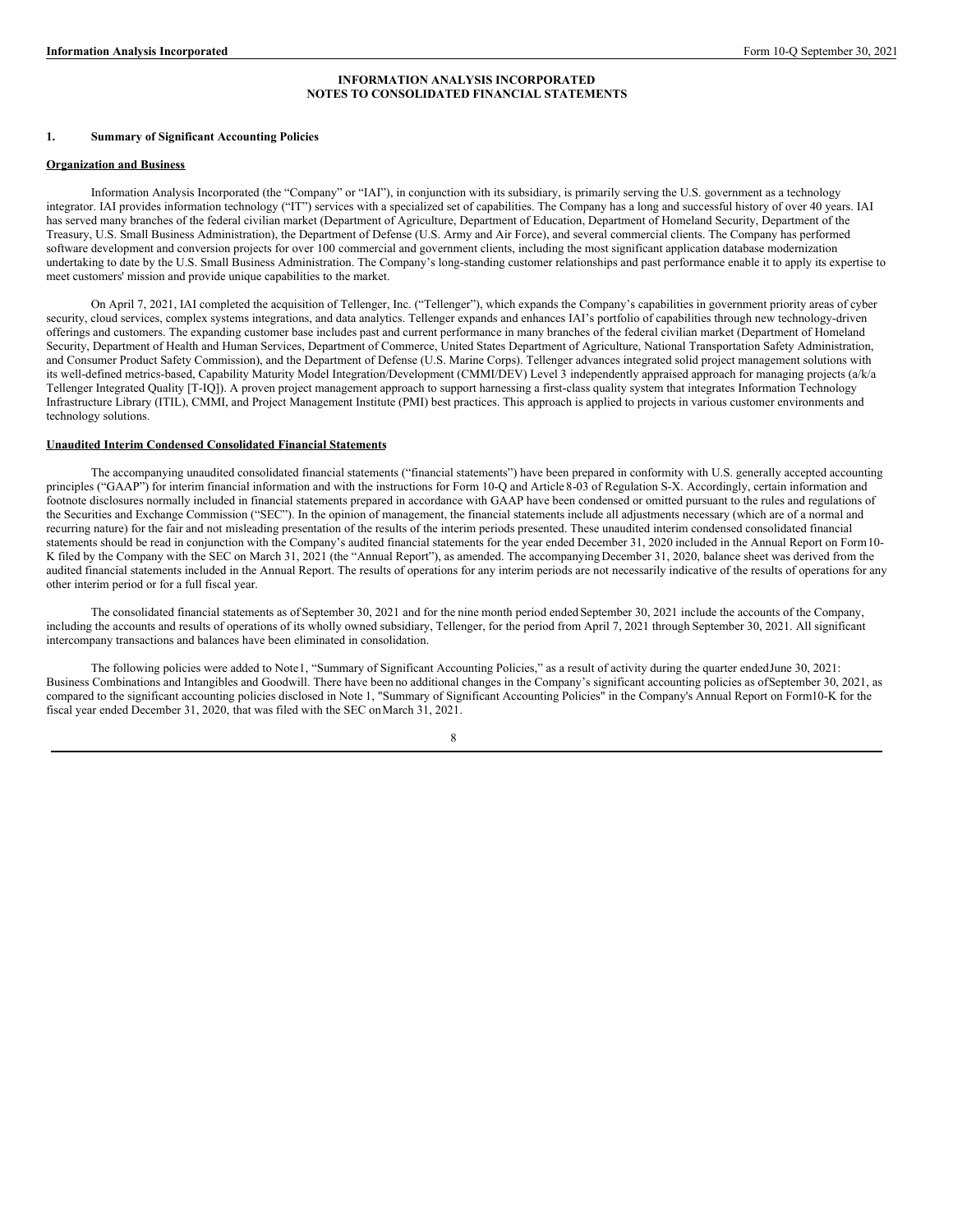# INFORMATION ANALYSIS INCORPORATED
# NOTES TO CONSOLIDATED FINANCIAL STATEMENTS

## 1. Summary of Significant Accounting Policies

### Organization and Business

Information Analysis Incorporated (the "Company" or "IAI"), in conjunction with its subsidiary, is primarily serving the U.S. government as a technology integrator. IAI provides information technology ("IT") services with a specialized set of capabilities. The Company has a long and successful history of over 40 years. IAI has served many branches of the federal civilian market (Department of Agriculture, Department of Education, Department of Homeland Security, Department of the Treasury, U.S. Small Business Administration), the Department of Defense (U.S. Army and Air Force), and several commercial clients. The Company has performed software development and conversion projects for over 100 commercial and government clients, including the most significant application database modernization undertaking to date by the U.S. Small Business Administration. The Company's long-standing customer relationships and past performance enable it to apply its expertise to meet customers' mission and provide unique capabilities to the market.

On April 7, 2021, IAI completed the acquisition of Tellenger, Inc. ("Tellenger"), which expands the Company's capabilities in government priority areas of cyber security, cloud services, complex systems integrations, and data analytics. Tellenger expands and enhances IAI's portfolio of capabilities through new technology-driven offerings and customers. The expanding customer base includes past and current performance in many branches of the federal civilian market (Department of Homeland Security, Department of Health and Human Services, Department of Commerce, United States Department of Agriculture, National Transportation Safety Administration, and Consumer Product Safety Commission), and the Department of Defense (U.S. Marine Corps). Tellenger advances integrated solid project management solutions with its well-defined metrics-based, Capability Maturity Model Integration/Development (CMMI/DEV) Level 3 independently appraised approach for managing projects (a/k/a Tellenger Integrated Quality [T-IQ]). A proven project management approach to support harnessing a first-class quality system that integrates Information Technology Infrastructure Library (ITIL), CMMI, and Project Management Institute (PMI) best practices. This approach is applied to projects in various customer environments and technology solutions.

### Unaudited Interim Condensed Consolidated Financial Statements

The accompanying unaudited consolidated financial statements ("financial statements") have been prepared in conformity with U.S. generally accepted accounting principles ("GAAP") for interim financial information and with the instructions for Form 10-Q and Article 8-03 of Regulation S-X. Accordingly, certain information and footnote disclosures normally included in financial statements prepared in accordance with GAAP have been condensed or omitted pursuant to the rules and regulations of the Securities and Exchange Commission ("SEC"). In the opinion of management, the financial statements include all adjustments necessary (which are of a normal and recurring nature) for the fair and not misleading presentation of the results of the interim periods presented. These unaudited interim condensed consolidated financial statements should be read in conjunction with the Company's audited financial statements for the year ended December 31, 2020 included in the Annual Report on Form 10-K filed by the Company with the SEC on March 31, 2021 (the "Annual Report"), as amended. The accompanying December 31, 2020, balance sheet was derived from the audited financial statements included in the Annual Report. The results of operations for any interim periods are not necessarily indicative of the results of operations for any other interim period or for a full fiscal year.

The consolidated financial statements as of September 30, 2021 and for the nine month period ended September 30, 2021 include the accounts of the Company, including the accounts and results of operations of its wholly owned subsidiary, Tellenger, for the period from April 7, 2021 through September 30, 2021. All significant intercompany transactions and balances have been eliminated in consolidation.

The following policies were added to Note 1, "Summary of Significant Accounting Policies," as a result of activity during the quarter ended June 30, 2021: Business Combinations and Intangibles and Goodwill. There have been no additional changes in the Company's significant accounting policies as of September 30, 2021, as compared to the significant accounting policies disclosed in Note 1, "Summary of Significant Accounting Policies" in the Company's Annual Report on Form 10-K for the fiscal year ended December 31, 2020, that was filed with the SEC on March 31, 2021.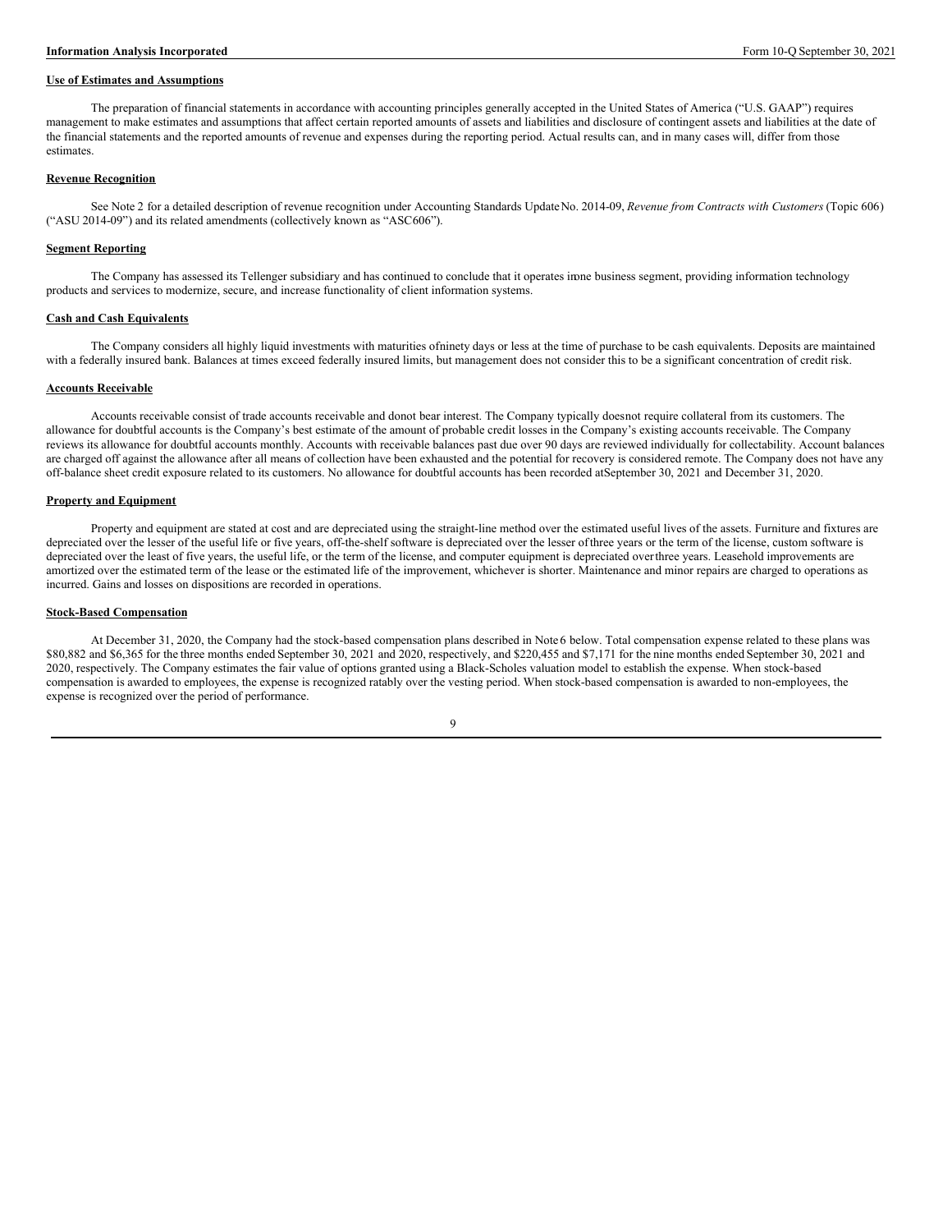#### Use of Estimates and Assumptions

The preparation of financial statements in accordance with accounting principles generally accepted in the United States of America ("U.S. GAAP") requires management to make estimates and assumptions that affect certain reported amounts of assets and liabilities and disclosure of contingent assets and liabilities at the date of the financial statements and the reported amounts of revenue and expenses during the reporting period. Actual results can, and in many cases will, differ from those estimates.

#### Revenue Recognition

See Note 2 for a detailed description of revenue recognition under Accounting Standards Update No. 2014-09, *Revenue from Contracts with Customers* (Topic 606) ("ASU 2014-09") and its related amendments (collectively known as "ASC606").

#### Segment Reporting

The Company has assessed its Tellenger subsidiary and has continued to conclude that it operates in one business segment, providing information technology products and services to modernize, secure, and increase functionality of client information systems.

#### Cash and Cash Equivalents

The Company considers all highly liquid investments with maturities of ninety days or less at the time of purchase to be cash equivalents. Deposits are maintained with a federally insured bank. Balances at times exceed federally insured limits, but management does not consider this to be a significant concentration of credit risk.

#### Accounts Receivable

Accounts receivable consist of trade accounts receivable and do not bear interest. The Company typically does not require collateral from its customers. The allowance for doubtful accounts is the Company's best estimate of the amount of probable credit losses in the Company's existing accounts receivable. The Company reviews its allowance for doubtful accounts monthly. Accounts with receivable balances past due over 90 days are reviewed individually for collectability. Account balances are charged off against the allowance after all means of collection have been exhausted and the potential for recovery is considered remote. The Company does not have any off-balance sheet credit exposure related to its customers. No allowance for doubtful accounts has been recorded at September 30, 2021 and December 31, 2020.

#### Property and Equipment

Property and equipment are stated at cost and are depreciated using the straight-line method over the estimated useful lives of the assets. Furniture and fixtures are depreciated over the lesser of the useful life or five years, off-the-shelf software is depreciated over the lesser of three years or the term of the license, custom software is depreciated over the least of five years, the useful life, or the term of the license, and computer equipment is depreciated over three years. Leasehold improvements are amortized over the estimated term of the lease or the estimated life of the improvement, whichever is shorter. Maintenance and minor repairs are charged to operations as incurred. Gains and losses on dispositions are recorded in operations.

#### Stock-Based Compensation

At December 31, 2020, the Company had the stock-based compensation plans described in Note 6 below. Total compensation expense related to these plans was $80,882 and $6,365 for the three months ended September 30, 2021 and 2020, respectively, and $220,455 and $7,171 for the nine months ended September 30, 2021 and 2020, respectively. The Company estimates the fair value of options granted using a Black-Scholes valuation model to establish the expense. When stock-based compensation is awarded to employees, the expense is recognized ratably over the vesting period. When stock-based compensation is awarded to non-employees, the expense is recognized over the period of performance.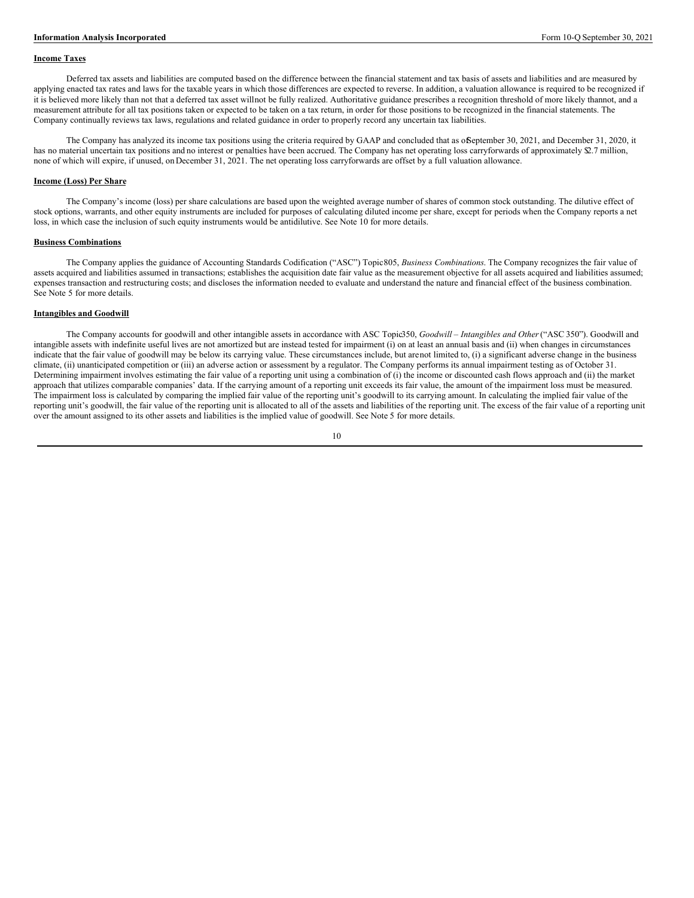**Income Taxes**

Deferred tax assets and liabilities are computed based on the difference between the financial statement and tax basis of assets and liabilities and are measured by applying enacted tax rates and laws for the taxable years in which those differences are expected to reverse. In addition, a valuation allowance is required to be recognized if it is believed more likely than not that a deferred tax asset will not be fully realized. Authoritative guidance prescribes a recognition threshold of more likely than not, and a measurement attribute for all tax positions taken or expected to be taken on a tax return, in order for those positions to be recognized in the financial statements. The Company continually reviews tax laws, regulations and related guidance in order to properly record any uncertain tax liabilities.

The Company has analyzed its income tax positions using the criteria required by GAAP and concluded that as of September 30, 2021, and December 31, 2020, it has no material uncertain tax positions and no interest or penalties have been accrued. The Company has net operating loss carryforwards of approximately $2.7 million, none of which will expire, if unused, on December 31, 2021. The net operating loss carryforwards are offset by a full valuation allowance.

**Income (Loss) Per Share**

The Company's income (loss) per share calculations are based upon the weighted average number of shares of common stock outstanding. The dilutive effect of stock options, warrants, and other equity instruments are included for purposes of calculating diluted income per share, except for periods when the Company reports a net loss, in which case the inclusion of such equity instruments would be antidilutive. See Note 10 for more details.

**Business Combinations**

The Company applies the guidance of Accounting Standards Codification ("ASC") Topic 805, *Business Combinations*. The Company recognizes the fair value of assets acquired and liabilities assumed in transactions; establishes the acquisition date fair value as the measurement objective for all assets acquired and liabilities assumed; expenses transaction and restructuring costs; and discloses the information needed to evaluate and understand the nature and financial effect of the business combination. See Note 5 for more details.

**Intangibles and Goodwill**

The Company accounts for goodwill and other intangible assets in accordance with ASC Topic 350, *Goodwill – Intangibles and Other* ("ASC 350"). Goodwill and intangible assets with indefinite useful lives are not amortized but are instead tested for impairment (i) on at least an annual basis and (ii) when changes in circumstances indicate that the fair value of goodwill may be below its carrying value. These circumstances include, but are not limited to, (i) a significant adverse change in the business climate, (ii) unanticipated competition or (iii) an adverse action or assessment by a regulator. The Company performs its annual impairment testing as of October 31. Determining impairment involves estimating the fair value of a reporting unit using a combination of (i) the income or discounted cash flows approach and (ii) the market approach that utilizes comparable companies' data. If the carrying amount of a reporting unit exceeds its fair value, the amount of the impairment loss must be measured. The impairment loss is calculated by comparing the implied fair value of the reporting unit's goodwill to its carrying amount. In calculating the implied fair value of the reporting unit's goodwill, the fair value of the reporting unit is allocated to all of the assets and liabilities of the reporting unit. The excess of the fair value of a reporting unit over the amount assigned to its other assets and liabilities is the implied value of goodwill. See Note 5 for more details.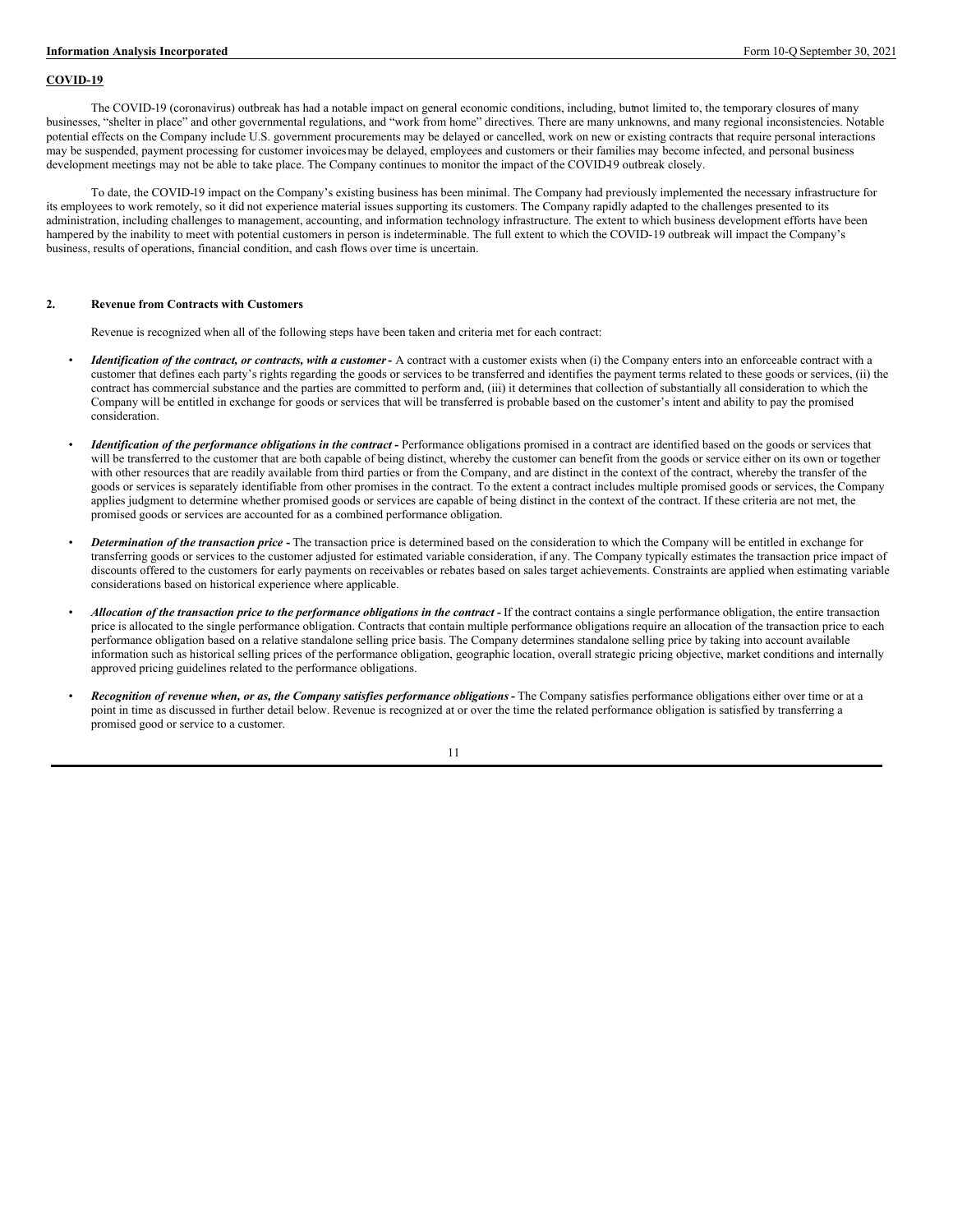**COVID-19**

The COVID-19 (coronavirus) outbreak has had a notable impact on general economic conditions, including, but not limited to, the temporary closures of many businesses, "shelter in place" and other governmental regulations, and "work from home" directives. There are many unknowns, and many regional inconsistencies. Notable potential effects on the Company include U.S. government procurements may be delayed or cancelled, work on new or existing contracts that require personal interactions may be suspended, payment processing for customer invoices may be delayed, employees and customers or their families may become infected, and personal business development meetings may not be able to take place. The Company continues to monitor the impact of the COVID-19 outbreak closely.

To date, the COVID-19 impact on the Company's existing business has been minimal. The Company had previously implemented the necessary infrastructure for its employees to work remotely, so it did not experience material issues supporting its customers. The Company rapidly adapted to the challenges presented to its administration, including challenges to management, accounting, and information technology infrastructure. The extent to which business development efforts have been hampered by the inability to meet with potential customers in person is indeterminable. The full extent to which the COVID-19 outbreak will impact the Company's business, results of operations, financial condition, and cash flows over time is uncertain.

## 2. Revenue from Contracts with Customers

Revenue is recognized when all of the following steps have been taken and criteria met for each contract:

- ***Identification of the contract, or contracts, with a customer*** **-** A contract with a customer exists when (i) the Company enters into an enforceable contract with a customer that defines each party's rights regarding the goods or services to be transferred and identifies the payment terms related to these goods or services, (ii) the contract has commercial substance and the parties are committed to perform and, (iii) it determines that collection of substantially all consideration to which the Company will be entitled in exchange for goods or services that will be transferred is probable based on the customer's intent and ability to pay the promised consideration.
- ***Identification of the performance obligations in the contract*** **-** Performance obligations promised in a contract are identified based on the goods or services that will be transferred to the customer that are both capable of being distinct, whereby the customer can benefit from the goods or service either on its own or together with other resources that are readily available from third parties or from the Company, and are distinct in the context of the contract, whereby the transfer of the goods or services is separately identifiable from other promises in the contract. To the extent a contract includes multiple promised goods or services, the Company applies judgment to determine whether promised goods or services are capable of being distinct in the context of the contract. If these criteria are not met, the promised goods or services are accounted for as a combined performance obligation.
- ***Determination of the transaction price*** **-** The transaction price is determined based on the consideration to which the Company will be entitled in exchange for transferring goods or services to the customer adjusted for estimated variable consideration, if any. The Company typically estimates the transaction price impact of discounts offered to the customers for early payments on receivables or rebates based on sales target achievements. Constraints are applied when estimating variable considerations based on historical experience where applicable.
- ***Allocation of the transaction price to the performance obligations in the contract*** **-** If the contract contains a single performance obligation, the entire transaction price is allocated to the single performance obligation. Contracts that contain multiple performance obligations require an allocation of the transaction price to each performance obligation based on a relative standalone selling price basis. The Company determines standalone selling price by taking into account available information such as historical selling prices of the performance obligation, geographic location, overall strategic pricing objective, market conditions and internally approved pricing guidelines related to the performance obligations.
- ***Recognition of revenue when, or as, the Company satisfies performance obligations*** **-** The Company satisfies performance obligations either over time or at a point in time as discussed in further detail below. Revenue is recognized at or over the time the related performance obligation is satisfied by transferring a promised good or service to a customer.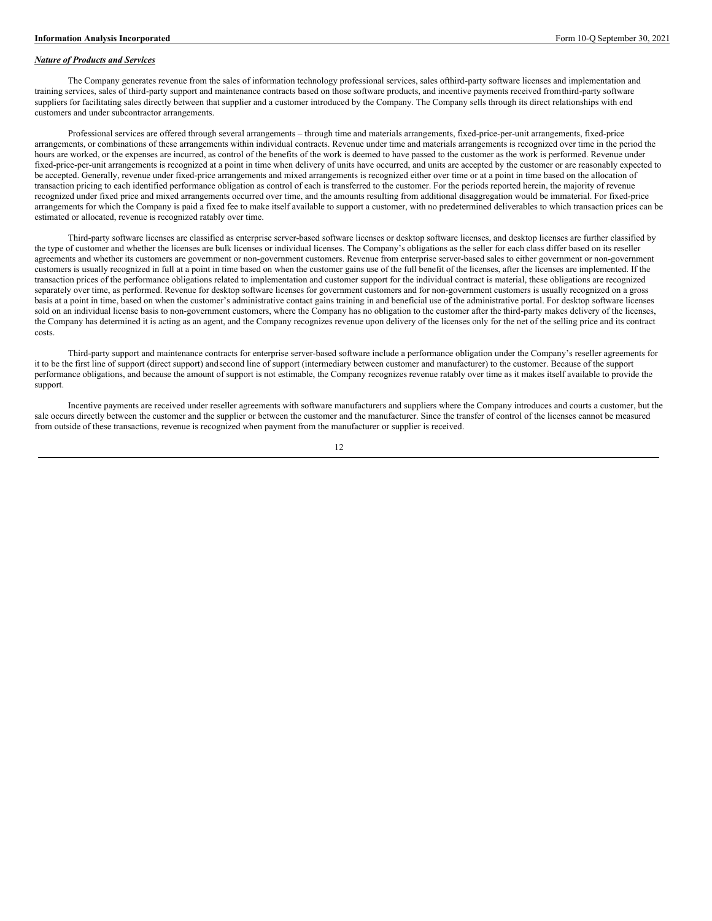***Nature of Products and Services***

The Company generates revenue from the sales of information technology professional services, sales ofthird-party software licenses and implementation and training services, sales of third-party support and maintenance contracts based on those software products, and incentive payments received fromthird-party software suppliers for facilitating sales directly between that supplier and a customer introduced by the Company. The Company sells through its direct relationships with end customers and under subcontractor arrangements.

Professional services are offered through several arrangements – through time and materials arrangements, fixed-price-per-unit arrangements, fixed-price arrangements, or combinations of these arrangements within individual contracts. Revenue under time and materials arrangements is recognized over time in the period the hours are worked, or the expenses are incurred, as control of the benefits of the work is deemed to have passed to the customer as the work is performed. Revenue under fixed-price-per-unit arrangements is recognized at a point in time when delivery of units have occurred, and units are accepted by the customer or are reasonably expected to be accepted. Generally, revenue under fixed-price arrangements and mixed arrangements is recognized either over time or at a point in time based on the allocation of transaction pricing to each identified performance obligation as control of each is transferred to the customer. For the periods reported herein, the majority of revenue recognized under fixed price and mixed arrangements occurred over time, and the amounts resulting from additional disaggregation would be immaterial. For fixed-price arrangements for which the Company is paid a fixed fee to make itself available to support a customer, with no predetermined deliverables to which transaction prices can be estimated or allocated, revenue is recognized ratably over time.

Third-party software licenses are classified as enterprise server-based software licenses or desktop software licenses, and desktop licenses are further classified by the type of customer and whether the licenses are bulk licenses or individual licenses. The Company's obligations as the seller for each class differ based on its reseller agreements and whether its customers are government or non-government customers. Revenue from enterprise server-based sales to either government or non-government customers is usually recognized in full at a point in time based on when the customer gains use of the full benefit of the licenses, after the licenses are implemented. If the transaction prices of the performance obligations related to implementation and customer support for the individual contract is material, these obligations are recognized separately over time, as performed. Revenue for desktop software licenses for government customers and for non-government customers is usually recognized on a gross basis at a point in time, based on when the customer's administrative contact gains training in and beneficial use of the administrative portal. For desktop software licenses sold on an individual license basis to non-government customers, where the Company has no obligation to the customer after the third-party makes delivery of the licenses, the Company has determined it is acting as an agent, and the Company recognizes revenue upon delivery of the licenses only for the net of the selling price and its contract costs.

Third-party support and maintenance contracts for enterprise server-based software include a performance obligation under the Company's reseller agreements for it to be the first line of support (direct support) andsecond line of support (intermediary between customer and manufacturer) to the customer. Because of the support performance obligations, and because the amount of support is not estimable, the Company recognizes revenue ratably over time as it makes itself available to provide the support.

Incentive payments are received under reseller agreements with software manufacturers and suppliers where the Company introduces and courts a customer, but the sale occurs directly between the customer and the supplier or between the customer and the manufacturer. Since the transfer of control of the licenses cannot be measured from outside of these transactions, revenue is recognized when payment from the manufacturer or supplier is received.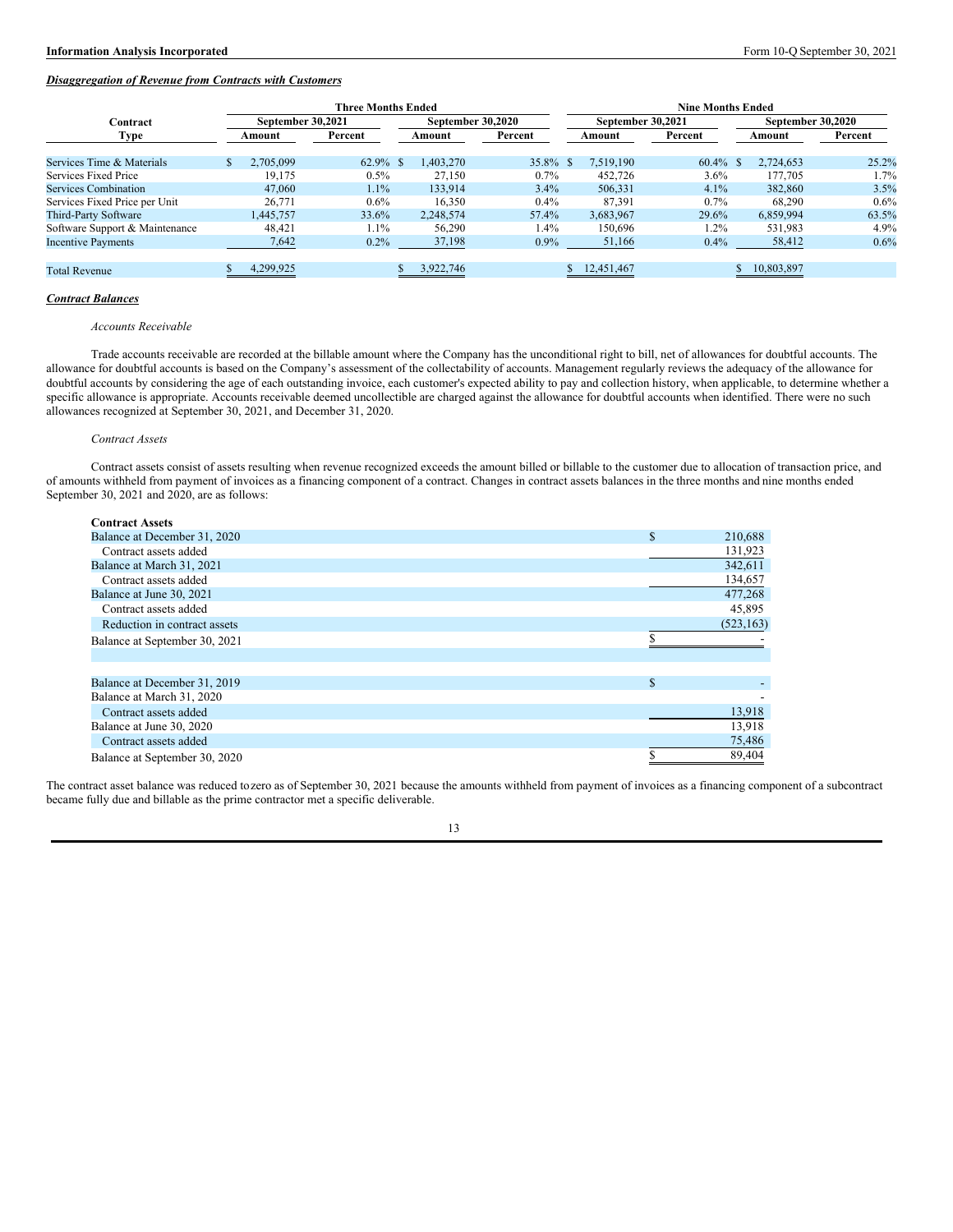***Disaggregation of Revenue from Contracts with Customers***

| Contract Type | Three Months Ended | | | | Nine Months Ended | | | |
|---|---|---|---|---|---|---|---|---|
| | September 30,2021 | | September 30,2020 | | September 30,2021 | | September 30,2020 | |
| | Amount | Percent | Amount | Percent | Amount | Percent | Amount | Percent |
| Services Time & Materials | $ 2,705,099 | 62.9% | $ 1,403,270 | 35.8% | $ 7,519,190 | 60.4% | $ 2,724,653 | 25.2% |
| Services Fixed Price | 19,175 | 0.5% | 27,150 | 0.7% | 452,726 | 3.6% | 177,705 | 1.7% |
| Services Combination | 47,060 | 1.1% | 133,914 | 3.4% | 506,331 | 4.1% | 382,860 | 3.5% |
| Services Fixed Price per Unit | 26,771 | 0.6% | 16,350 | 0.4% | 87,391 | 0.7% | 68,290 | 0.6% |
| Third-Party Software | 1,445,757 | 33.6% | 2,248,574 | 57.4% | 3,683,967 | 29.6% | 6,859,994 | 63.5% |
| Software Support & Maintenance | 48,421 | 1.1% | 56,290 | 1.4% | 150,696 | 1.2% | 531,983 | 4.9% |
| Incentive Payments | 7,642 | 0.2% | 37,198 | 0.9% | 51,166 | 0.4% | 58,412 | 0.6% |
| Total Revenue | $ 4,299,925 | | $ 3,922,746 | | $ 12,451,467 | | $ 10,803,897 | |

***Contract Balances***

*Accounts Receivable*

Trade accounts receivable are recorded at the billable amount where the Company has the unconditional right to bill, net of allowances for doubtful accounts. The allowance for doubtful accounts is based on the Company's assessment of the collectability of accounts. Management regularly reviews the adequacy of the allowance for doubtful accounts by considering the age of each outstanding invoice, each customer's expected ability to pay and collection history, when applicable, to determine whether a specific allowance is appropriate. Accounts receivable deemed uncollectible are charged against the allowance for doubtful accounts when identified. There were no such allowances recognized at September 30, 2021, and December 31, 2020.

*Contract Assets*

Contract assets consist of assets resulting when revenue recognized exceeds the amount billed or billable to the customer due to allocation of transaction price, and of amounts withheld from payment of invoices as a financing component of a contract. Changes in contract assets balances in the three months and nine months ended September 30, 2021 and 2020, are as follows:

| **Contract Assets** | |
|---|---|
| Balance at December 31, 2020 | $ 210,688 |
| Contract assets added | 131,923 |
| Balance at March 31, 2021 | 342,611 |
| Contract assets added | 134,657 |
| Balance at June 30, 2021 | 477,268 |
| Contract assets added | 45,895 |
| Reduction in contract assets | (523,163) |
| Balance at September 30, 2021 | $ - |
| | |
| Balance at December 31, 2019 | $ - |
| Balance at March 31, 2020 | - |
| Contract assets added | 13,918 |
| Balance at June 30, 2020 | 13,918 |
| Contract assets added | 75,486 |
| Balance at September 30, 2020 | $ 89,404 |

The contract asset balance was reduced to zero as of September 30, 2021 because the amounts withheld from payment of invoices as a financing component of a subcontract became fully due and billable as the prime contractor met a specific deliverable.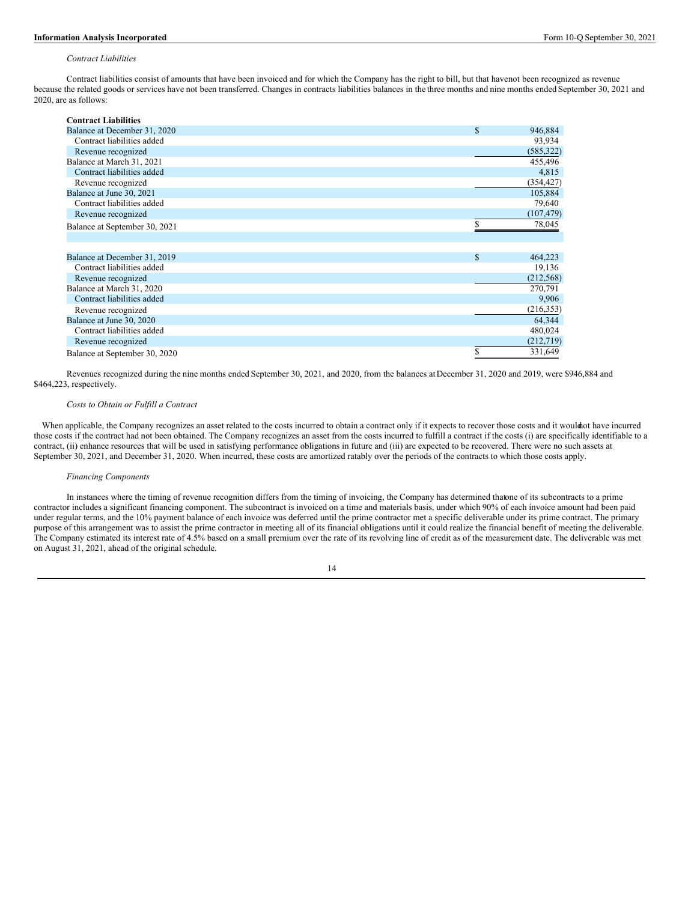*Contract Liabilities*

Contract liabilities consist of amounts that have been invoiced and for which the Company has the right to bill, but that havenot been recognized as revenue because the related goods or services have not been transferred. Changes in contracts liabilities balances in the three months and nine months ended September 30, 2021 and 2020, are as follows:

| **Contract Liabilities** | | |
|---|---|---|
| Balance at December 31, 2020 | $ | 946,884 |
| Contract liabilities added | | 93,934 |
| Revenue recognized | | (585,322) |
| Balance at March 31, 2021 | | 455,496 |
| Contract liabilities added | | 4,815 |
| Revenue recognized | | (354,427) |
| Balance at June 30, 2021 | | 105,884 |
| Contract liabilities added | | 79,640 |
| Revenue recognized | | (107,479) |
| Balance at September 30, 2021 | $ | 78,045 |
| | | |
| Balance at December 31, 2019 | $ | 464,223 |
| Contract liabilities added | | 19,136 |
| Revenue recognized | | (212,568) |
| Balance at March 31, 2020 | | 270,791 |
| Contract liabilities added | | 9,906 |
| Revenue recognized | | (216,353) |
| Balance at June 30, 2020 | | 64,344 |
| Contract liabilities added | | 480,024 |
| Revenue recognized | | (212,719) |
| Balance at September 30, 2020 | $ | 331,649 |

Revenues recognized during the nine months ended September 30, 2021, and 2020, from the balances at December 31, 2020 and 2019, were $946,884 and $464,223, respectively.

*Costs to Obtain or Fulfill a Contract*

When applicable, the Company recognizes an asset related to the costs incurred to obtain a contract only if it expects to recover those costs and it wouldnot have incurred those costs if the contract had not been obtained. The Company recognizes an asset from the costs incurred to fulfill a contract if the costs (i) are specifically identifiable to a contract, (ii) enhance resources that will be used in satisfying performance obligations in future and (iii) are expected to be recovered. There were no such assets at September 30, 2021, and December 31, 2020. When incurred, these costs are amortized ratably over the periods of the contracts to which those costs apply.

*Financing Components*

In instances where the timing of revenue recognition differs from the timing of invoicing, the Company has determined thatone of its subcontracts to a prime contractor includes a significant financing component. The subcontract is invoiced on a time and materials basis, under which 90% of each invoice amount had been paid under regular terms, and the 10% payment balance of each invoice was deferred until the prime contractor met a specific deliverable under its prime contract. The primary purpose of this arrangement was to assist the prime contractor in meeting all of its financial obligations until it could realize the financial benefit of meeting the deliverable. The Company estimated its interest rate of 4.5% based on a small premium over the rate of its revolving line of credit as of the measurement date. The deliverable was met on August 31, 2021, ahead of the original schedule.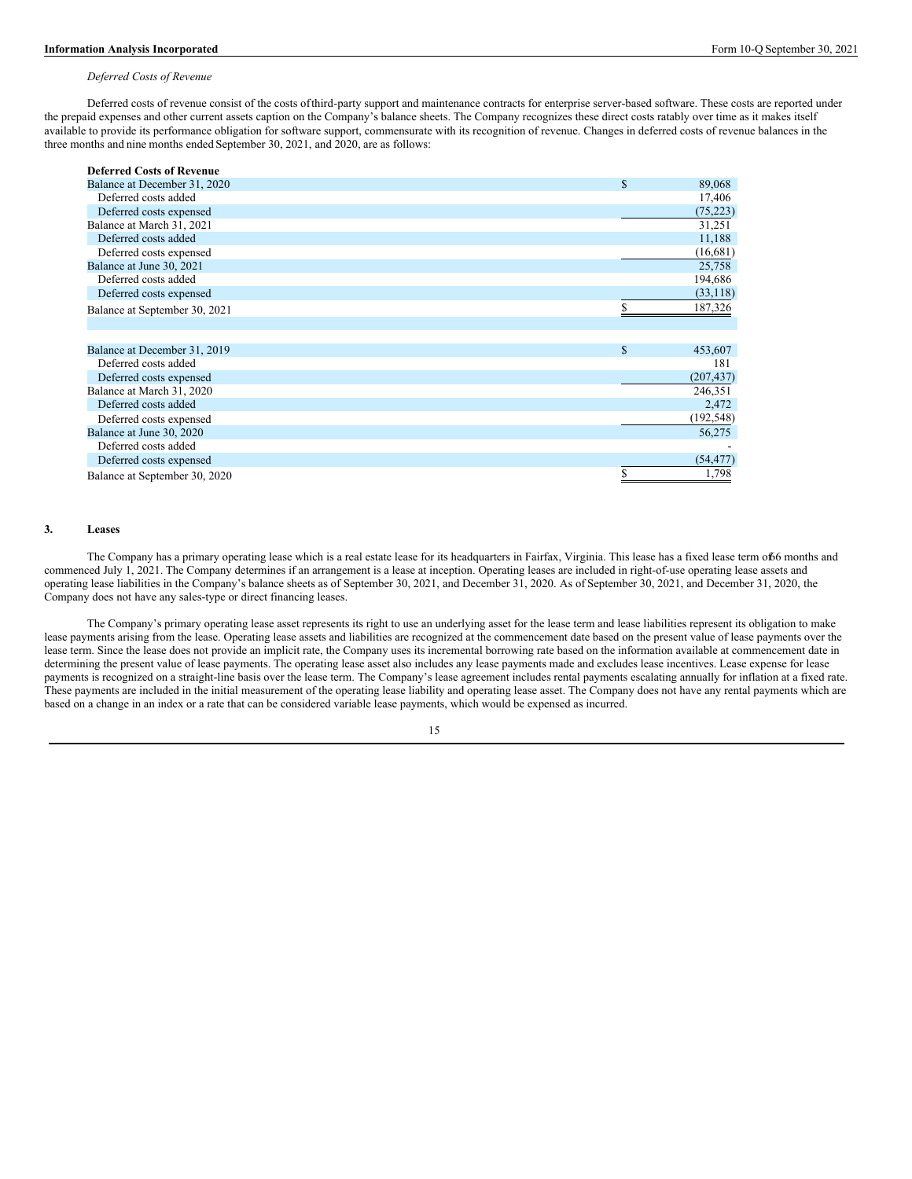*Deferred Costs of Revenue*

Deferred costs of revenue consist of the costs of third-party support and maintenance contracts for enterprise server-based software. These costs are reported under the prepaid expenses and other current assets caption on the Company's balance sheets. The Company recognizes these direct costs ratably over time as it makes itself available to provide its performance obligation for software support, commensurate with its recognition of revenue. Changes in deferred costs of revenue balances in the three months and nine months ended September 30, 2021, and 2020, are as follows:

| **Deferred Costs of Revenue** | | |
|---|---|---|
| Balance at December 31, 2020 | $ | 89,068 |
| Deferred costs added | | 17,406 |
| Deferred costs expensed | | (75,223) |
| Balance at March 31, 2021 | | 31,251 |
| Deferred costs added | | 11,188 |
| Deferred costs expensed | | (16,681) |
| Balance at June 30, 2021 | | 25,758 |
| Deferred costs added | | 194,686 |
| Deferred costs expensed | | (33,118) |
| Balance at September 30, 2021 | $ | 187,326 |
| | | |
| Balance at December 31, 2019 | $ | 453,607 |
| Deferred costs added | | 181 |
| Deferred costs expensed | | (207,437) |
| Balance at March 31, 2020 | | 246,351 |
| Deferred costs added | | 2,472 |
| Deferred costs expensed | | (192,548) |
| Balance at June 30, 2020 | | 56,275 |
| Deferred costs added | | - |
| Deferred costs expensed | | (54,477) |
| Balance at September 30, 2020 | $ | 1,798 |

## 3. Leases

The Company has a primary operating lease which is a real estate lease for its headquarters in Fairfax, Virginia. This lease has a fixed lease term of 66 months and commenced July 1, 2021. The Company determines if an arrangement is a lease at inception. Operating leases are included in right-of-use operating lease assets and operating lease liabilities in the Company's balance sheets as of September 30, 2021, and December 31, 2020. As of September 30, 2021, and December 31, 2020, the Company does not have any sales-type or direct financing leases.

The Company's primary operating lease asset represents its right to use an underlying asset for the lease term and lease liabilities represent its obligation to make lease payments arising from the lease. Operating lease assets and liabilities are recognized at the commencement date based on the present value of lease payments over the lease term. Since the lease does not provide an implicit rate, the Company uses its incremental borrowing rate based on the information available at commencement date in determining the present value of lease payments. The operating lease asset also includes any lease payments made and excludes lease incentives. Lease expense for lease payments is recognized on a straight-line basis over the lease term. The Company's lease agreement includes rental payments escalating annually for inflation at a fixed rate. These payments are included in the initial measurement of the operating lease liability and operating lease asset. The Company does not have any rental payments which are based on a change in an index or a rate that can be considered variable lease payments, which would be expensed as incurred.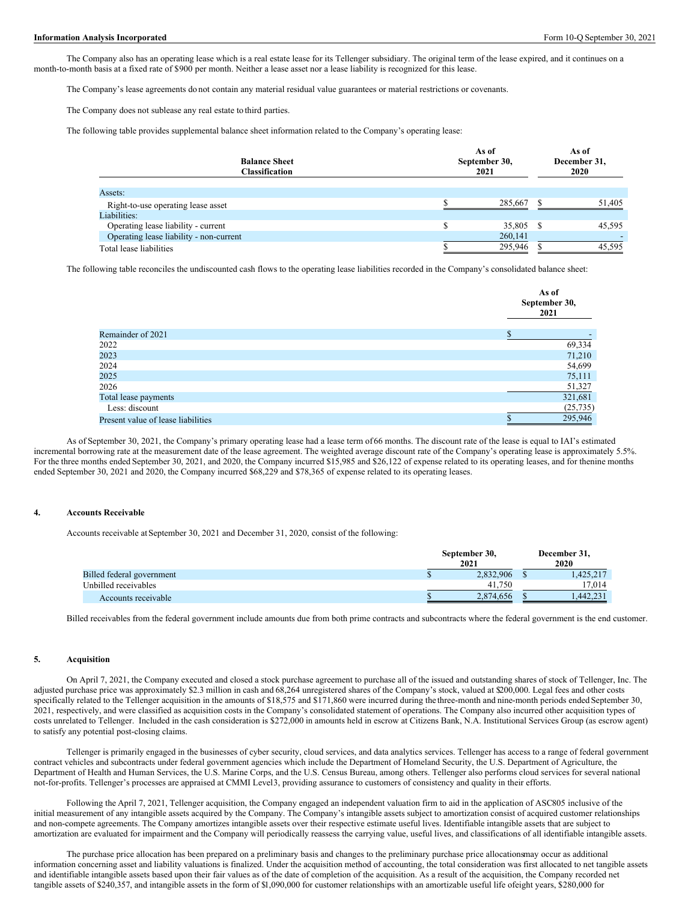The Company also has an operating lease which is a real estate lease for its Tellenger subsidiary. The original term of the lease expired, and it continues on a month-to-month basis at a fixed rate of $900 per month. Neither a lease asset nor a lease liability is recognized for this lease.

The Company's lease agreements do not contain any material residual value guarantees or material restrictions or covenants.

The Company does not sublease any real estate to third parties.

The following table provides supplemental balance sheet information related to the Company's operating lease:

| Balance Sheet Classification | As of September 30, 2021 | As of December 31, 2020 |
|---|---|---|
| Assets: | | |
| Right-to-use operating lease asset | $ 285,667 | $ 51,405 |
| Liabilities: | | |
| Operating lease liability - current | $ 35,805 | $ 45,595 |
| Operating lease liability - non-current | 260,141 | - |
| Total lease liabilities | $ 295,946 | $ 45,595 |

The following table reconciles the undiscounted cash flows to the operating lease liabilities recorded in the Company's consolidated balance sheet:

| | As of September 30, 2021 |
|---|---|
| Remainder of 2021 | $ - |
| 2022 | 69,334 |
| 2023 | 71,210 |
| 2024 | 54,699 |
| 2025 | 75,111 |
| 2026 | 51,327 |
| Total lease payments | 321,681 |
| Less: discount | (25,735) |
| Present value of lease liabilities | $ 295,946 |

As of September 30, 2021, the Company's primary operating lease had a lease term of 66 months. The discount rate of the lease is equal to IAI's estimated incremental borrowing rate at the measurement date of the lease agreement. The weighted average discount rate of the Company's operating lease is approximately 5.5%. For the three months ended September 30, 2021, and 2020, the Company incurred $15,985 and $26,122 of expense related to its operating leases, and for the nine months ended September 30, 2021 and 2020, the Company incurred $68,229 and $78,365 of expense related to its operating leases.

## 4. Accounts Receivable

Accounts receivable at September 30, 2021 and December 31, 2020, consist of the following:

| | September 30, 2021 | December 31, 2020 |
|---|---|---|
| Billed federal government | $ 2,832,906 | $ 1,425,217 |
| Unbilled receivables | 41,750 | 17,014 |
| Accounts receivable | $ 2,874,656 | $ 1,442,231 |

Billed receivables from the federal government include amounts due from both prime contracts and subcontracts where the federal government is the end customer.

## 5. Acquisition

On April 7, 2021, the Company executed and closed a stock purchase agreement to purchase all of the issued and outstanding shares of stock of Tellenger, Inc. The adjusted purchase price was approximately $2.3 million in cash and 68,264 unregistered shares of the Company's stock, valued at $200,000. Legal fees and other costs specifically related to the Tellenger acquisition in the amounts of $18,575 and $171,860 were incurred during the three-month and nine-month periods ended September 30, 2021, respectively, and were classified as acquisition costs in the Company's consolidated statement of operations. The Company also incurred other acquisition types of costs unrelated to Tellenger. Included in the cash consideration is $272,000 in amounts held in escrow at Citizens Bank, N.A. Institutional Services Group (as escrow agent) to satisfy any potential post-closing claims.

Tellenger is primarily engaged in the businesses of cyber security, cloud services, and data analytics services. Tellenger has access to a range of federal government contract vehicles and subcontracts under federal government agencies which include the Department of Homeland Security, the U.S. Department of Agriculture, the Department of Health and Human Services, the U.S. Marine Corps, and the U.S. Census Bureau, among others. Tellenger also performs cloud services for several national not-for-profits. Tellenger's processes are appraised at CMMI Level3, providing assurance to customers of consistency and quality in their efforts.

Following the April 7, 2021, Tellenger acquisition, the Company engaged an independent valuation firm to aid in the application of ASC805 inclusive of the initial measurement of any intangible assets acquired by the Company. The Company's intangible assets subject to amortization consist of acquired customer relationships and non-compete agreements. The Company amortizes intangible assets over their respective estimate useful lives. Identifiable intangible assets that are subject to amortization are evaluated for impairment and the Company will periodically reassess the carrying value, useful lives, and classifications of all identifiable intangible assets.

The purchase price allocation has been prepared on a preliminary basis and changes to the preliminary purchase price allocations may occur as additional information concerning asset and liability valuations is finalized. Under the acquisition method of accounting, the total consideration was first allocated to net tangible assets and identifiable intangible assets based upon their fair values as of the date of completion of the acquisition. As a result of the acquisition, the Company recorded net tangible assets of $240,357, and intangible assets in the form of $1,090,000 for customer relationships with an amortizable useful life of eight years, $280,000 for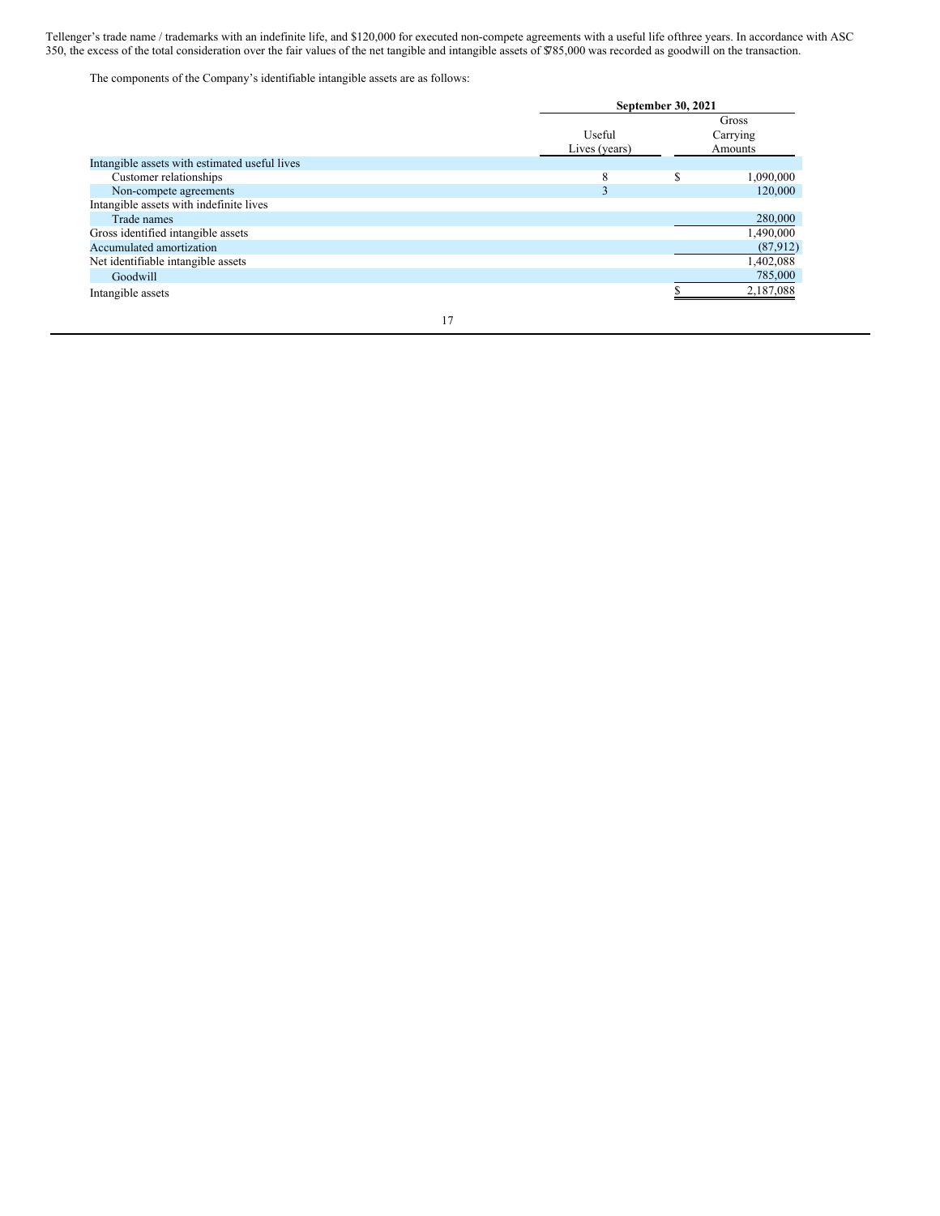Tellenger's trade name / trademarks with an indefinite life, and $120,000 for executed non-compete agreements with a useful life ofthree years. In accordance with ASC 350, the excess of the total consideration over the fair values of the net tangible and intangible assets of $785,000 was recorded as goodwill on the transaction.

The components of the Company's identifiable intangible assets are as follows:

| | September 30, 2021 | |
|---|---|---|
| | Useful Lives (years) | Gross Carrying Amounts |
| Intangible assets with estimated useful lives | | |
| Customer relationships | 8 | $ 1,090,000 |
| Non-compete agreements | 3 | 120,000 |
| Intangible assets with indefinite lives | | |
| Trade names | | 280,000 |
| Gross identified intangible assets | | 1,490,000 |
| Accumulated amortization | | (87,912) |
| Net identifiable intangible assets | | 1,402,088 |
| Goodwill | | 785,000 |
| Intangible assets | | $ 2,187,088 |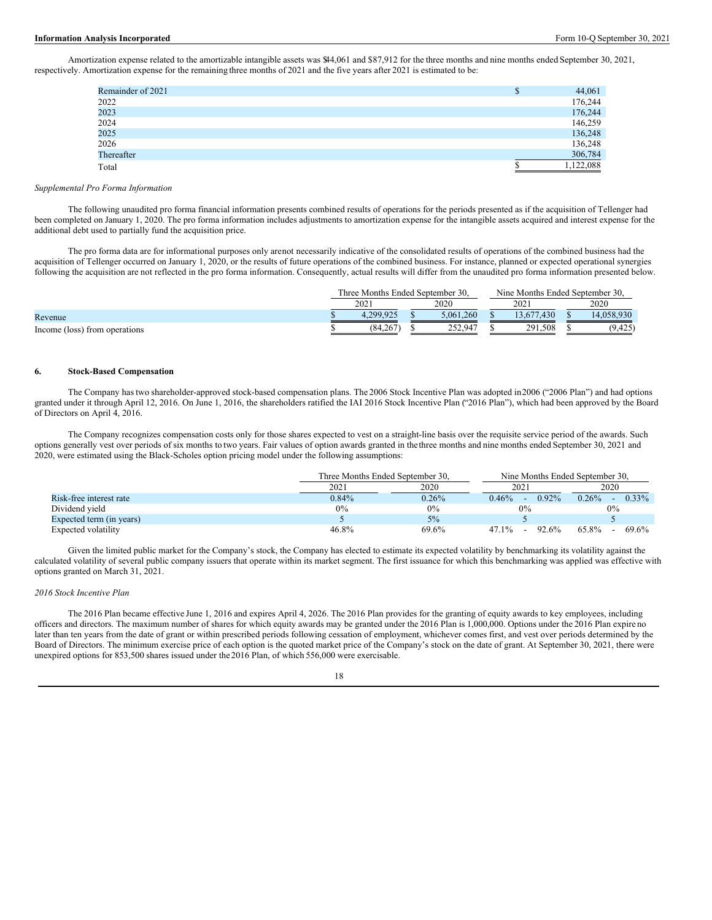Amortization expense related to the amortizable intangible assets was $44,061 and $87,912 for the three months and nine months ended September 30, 2021, respectively. Amortization expense for the remaining three months of 2021 and the five years after 2021 is estimated to be:

| | |
|---|---|
| Remainder of 2021 | $ 44,061 |
| 2022 | 176,244 |
| 2023 | 176,244 |
| 2024 | 146,259 |
| 2025 | 136,248 |
| 2026 | 136,248 |
| Thereafter | 306,784 |
| Total | $ 1,122,088 |

*Supplemental Pro Forma Information*

The following unaudited pro forma financial information presents combined results of operations for the periods presented as if the acquisition of Tellenger had been completed on January 1, 2020. The pro forma information includes adjustments to amortization expense for the intangible assets acquired and interest expense for the additional debt used to partially fund the acquisition price.

The pro forma data are for informational purposes only are not necessarily indicative of the consolidated results of operations of the combined business had the acquisition of Tellenger occurred on January 1, 2020, or the results of future operations of the combined business. For instance, planned or expected operational synergies following the acquisition are not reflected in the pro forma information. Consequently, actual results will differ from the unaudited pro forma information presented below.

| | Three Months Ended September 30, | | Nine Months Ended September 30, | |
|---|---|---|---|---|
| | 2021 | 2020 | 2021 | 2020 |
| Revenue | $ 4,299,925 | $ 5,061,260 | $ 13,677,430 | $ 14,058,930 |
| Income (loss) from operations | $ (84,267) | $ 252,947 | $ 291,508 | $ (9,425) |

## 6. Stock-Based Compensation

The Company has two shareholder-approved stock-based compensation plans. The 2006 Stock Incentive Plan was adopted in 2006 ("2006 Plan") and had options granted under it through April 12, 2016. On June 1, 2016, the shareholders ratified the IAI 2016 Stock Incentive Plan ("2016 Plan"), which had been approved by the Board of Directors on April 4, 2016.

The Company recognizes compensation costs only for those shares expected to vest on a straight-line basis over the requisite service period of the awards. Such options generally vest over periods of six months to two years. Fair values of option awards granted in the three months and nine months ended September 30, 2021 and 2020, were estimated using the Black-Scholes option pricing model under the following assumptions:

| | Three Months Ended September 30, | | Nine Months Ended September 30, | |
|---|---|---|---|---|
| | 2021 | 2020 | 2021 | 2020 |
| Risk-free interest rate | 0.84% | 0.26% | 0.46% - 0.92% | 0.26% - 0.33% |
| Dividend yield | 0% | 0% | 0% | 0% |
| Expected term (in years) | 5 | 5% | 5 | 5 |
| Expected volatility | 46.8% | 69.6% | 47.1% - 92.6% | 65.8% - 69.6% |

Given the limited public market for the Company's stock, the Company has elected to estimate its expected volatility by benchmarking its volatility against the calculated volatility of several public company issuers that operate within its market segment. The first issuance for which this benchmarking was applied was effective with options granted on March 31, 2021.

*2016 Stock Incentive Plan*

The 2016 Plan became effective June 1, 2016 and expires April 4, 2026. The 2016 Plan provides for the granting of equity awards to key employees, including officers and directors. The maximum number of shares for which equity awards may be granted under the 2016 Plan is 1,000,000. Options under the 2016 Plan expire no later than ten years from the date of grant or within prescribed periods following cessation of employment, whichever comes first, and vest over periods determined by the Board of Directors. The minimum exercise price of each option is the quoted market price of the Company's stock on the date of grant. At September 30, 2021, there were unexpired options for 853,500 shares issued under the 2016 Plan, of which 556,000 were exercisable.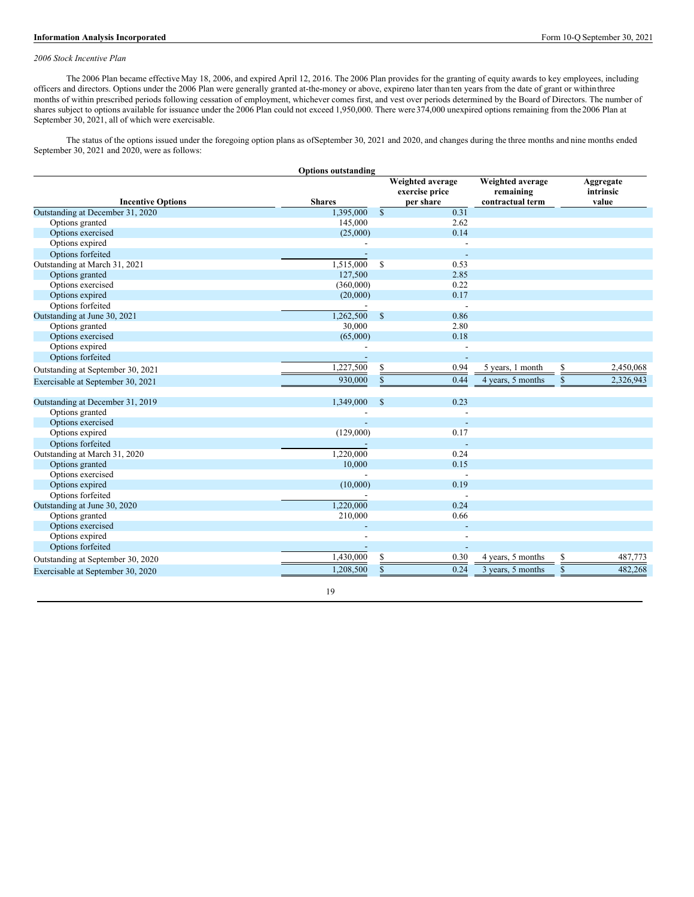*2006 Stock Incentive Plan*

The 2006 Plan became effective May 18, 2006, and expired April 12, 2016. The 2006 Plan provides for the granting of equity awards to key employees, including officers and directors. Options under the 2006 Plan were generally granted at-the-money or above, expireno later than ten years from the date of grant or within three months of within prescribed periods following cessation of employment, whichever comes first, and vest over periods determined by the Board of Directors. The number of shares subject to options available for issuance under the 2006 Plan could not exceed 1,950,000. There were 374,000 unexpired options remaining from the 2006 Plan at September 30, 2021, all of which were exercisable.

The status of the options issued under the foregoing option plans as of September 30, 2021 and 2020, and changes during the three months and nine months ended September 30, 2021 and 2020, were as follows:

| | Options outstanding | | | |
|---|---|---|---|---|
| **Incentive Options** | **Shares** | **Weighted average exercise price per share** | **Weighted average remaining contractual term** | **Aggregate intrinsic value** |
| Outstanding at December 31, 2020 | 1,395,000 | $ 0.31 | | |
| Options granted | 145,000 | 2.62 | | |
| Options exercised | (25,000) | 0.14 | | |
| Options expired | - | - | | |
| Options forfeited | - | - | | |
| Outstanding at March 31, 2021 | 1,515,000 | $ 0.53 | | |
| Options granted | 127,500 | 2.85 | | |
| Options exercised | (360,000) | 0.22 | | |
| Options expired | (20,000) | 0.17 | | |
| Options forfeited | - | - | | |
| Outstanding at June 30, 2021 | 1,262,500 | $ 0.86 | | |
| Options granted | 30,000 | 2.80 | | |
| Options exercised | (65,000) | 0.18 | | |
| Options expired | - | - | | |
| Options forfeited | - | - | | |
| Outstanding at September 30, 2021 | 1,227,500 | $ 0.94 | 5 years, 1 month | $ 2,450,068 |
| Exercisable at September 30, 2021 | 930,000 | $ 0.44 | 4 years, 5 months | $ 2,326,943 |
| | | | | |
| Outstanding at December 31, 2019 | 1,349,000 | $ 0.23 | | |
| Options granted | - | - | | |
| Options exercised | - | - | | |
| Options expired | (129,000) | 0.17 | | |
| Options forfeited | - | - | | |
| Outstanding at March 31, 2020 | 1,220,000 | 0.24 | | |
| Options granted | 10,000 | 0.15 | | |
| Options exercised | - | - | | |
| Options expired | (10,000) | 0.19 | | |
| Options forfeited | - | - | | |
| Outstanding at June 30, 2020 | 1,220,000 | 0.24 | | |
| Options granted | 210,000 | 0.66 | | |
| Options exercised | - | - | | |
| Options expired | - | - | | |
| Options forfeited | - | - | | |
| Outstanding at September 30, 2020 | 1,430,000 | $ 0.30 | 4 years, 5 months | $ 487,773 |
| Exercisable at September 30, 2020 | 1,208,500 | $ 0.24 | 3 years, 5 months | $ 482,268 |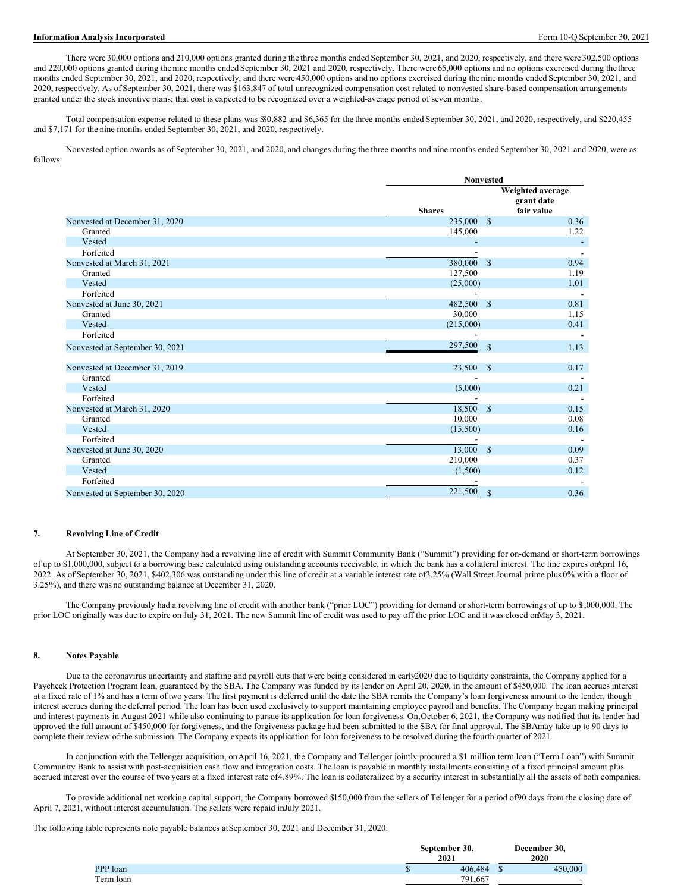There were 30,000 options and 210,000 options granted during the three months ended September 30, 2021, and 2020, respectively, and there were 302,500 options and 220,000 options granted during the nine months ended September 30, 2021 and 2020, respectively. There were 65,000 options and no options exercised during the three months ended September 30, 2021, and 2020, respectively, and there were 450,000 options and no options exercised during the nine months ended September 30, 2021, and 2020, respectively. As of September 30, 2021, there was $163,847 of total unrecognized compensation cost related to nonvested share-based compensation arrangements granted under the stock incentive plans; that cost is expected to be recognized over a weighted-average period of seven months.

Total compensation expense related to these plans was $80,882 and $6,365 for the three months ended September 30, 2021, and 2020, respectively, and $220,455 and $7,171 for the nine months ended September 30, 2021, and 2020, respectively.

Nonvested option awards as of September 30, 2021, and 2020, and changes during the three months and nine months ended September 30, 2021 and 2020, were as follows:

| | Nonvested | |
|---|---|---|
| | Shares | Weighted average grant date fair value |
| Nonvested at December 31, 2020 | 235,000 | $ 0.36 |
| Granted | 145,000 | 1.22 |
| Vested | - | - |
| Forfeited | - | - |
| Nonvested at March 31, 2021 | 380,000 | $ 0.94 |
| Granted | 127,500 | 1.19 |
| Vested | (25,000) | 1.01 |
| Forfeited | - | - |
| Nonvested at June 30, 2021 | 482,500 | $ 0.81 |
| Granted | 30,000 | 1.15 |
| Vested | (215,000) | 0.41 |
| Forfeited | - | - |
| Nonvested at September 30, 2021 | 297,500 | $ 1.13 |
| | | |
| Nonvested at December 31, 2019 | 23,500 | $ 0.17 |
| Granted | - | - |
| Vested | (5,000) | 0.21 |
| Forfeited | - | - |
| Nonvested at March 31, 2020 | 18,500 | $ 0.15 |
| Granted | 10,000 | 0.08 |
| Vested | (15,500) | 0.16 |
| Forfeited | - | - |
| Nonvested at June 30, 2020 | 13,000 | $ 0.09 |
| Granted | 210,000 | 0.37 |
| Vested | (1,500) | 0.12 |
| Forfeited | - | - |
| Nonvested at September 30, 2020 | 221,500 | $ 0.36 |

## 7. Revolving Line of Credit

At September 30, 2021, the Company had a revolving line of credit with Summit Community Bank ("Summit") providing for on-demand or short-term borrowings of up to $1,000,000, subject to a borrowing base calculated using outstanding accounts receivable, in which the bank has a collateral interest. The line expires on April 16, 2022. As of September 30, 2021, $402,306 was outstanding under this line of credit at a variable interest rate of 3.25% (Wall Street Journal prime plus 0% with a floor of 3.25%), and there was no outstanding balance at December 31, 2020.

The Company previously had a revolving line of credit with another bank ("prior LOC") providing for demand or short-term borrowings of up to $1,000,000. The prior LOC originally was due to expire on July 31, 2021. The new Summit line of credit was used to pay off the prior LOC and it was closed on May 3, 2021.

## 8. Notes Payable

Due to the coronavirus uncertainty and staffing and payroll cuts that were being considered in early 2020 due to liquidity constraints, the Company applied for a Paycheck Protection Program loan, guaranteed by the SBA. The Company was funded by its lender on April 20, 2020, in the amount of $450,000. The loan accrues interest at a fixed rate of 1% and has a term of two years. The first payment is deferred until the date the SBA remits the Company's loan forgiveness amount to the lender, though interest accrues during the deferral period. The loan has been used exclusively to support maintaining employee payroll and benefits. The Company began making principal and interest payments in August 2021 while also continuing to pursue its application for loan forgiveness. On, October 6, 2021, the Company was notified that its lender had approved the full amount of $450,000 for forgiveness, and the forgiveness package had been submitted to the SBA for final approval. The SBA may take up to 90 days to complete their review of the submission. The Company expects its application for loan forgiveness to be resolved during the fourth quarter of 2021.

In conjunction with the Tellenger acquisition, on April 16, 2021, the Company and Tellenger jointly procured a $1 million term loan ("Term Loan") with Summit Community Bank to assist with post-acquisition cash flow and integration costs. The loan is payable in monthly installments consisting of a fixed principal amount plus accrued interest over the course of two years at a fixed interest rate of 4.89%. The loan is collateralized by a security interest in substantially all the assets of both companies.

To provide additional net working capital support, the Company borrowed $150,000 from the sellers of Tellenger for a period of 90 days from the closing date of April 7, 2021, without interest accumulation. The sellers were repaid in July 2021.

The following table represents note payable balances at September 30, 2021 and December 31, 2020:

| | September 30, 2021 | December 30, 2020 |
|---|---|---|
| PPP loan | $ 406,484 | $ 450,000 |
| Term loan | 791,667 | - |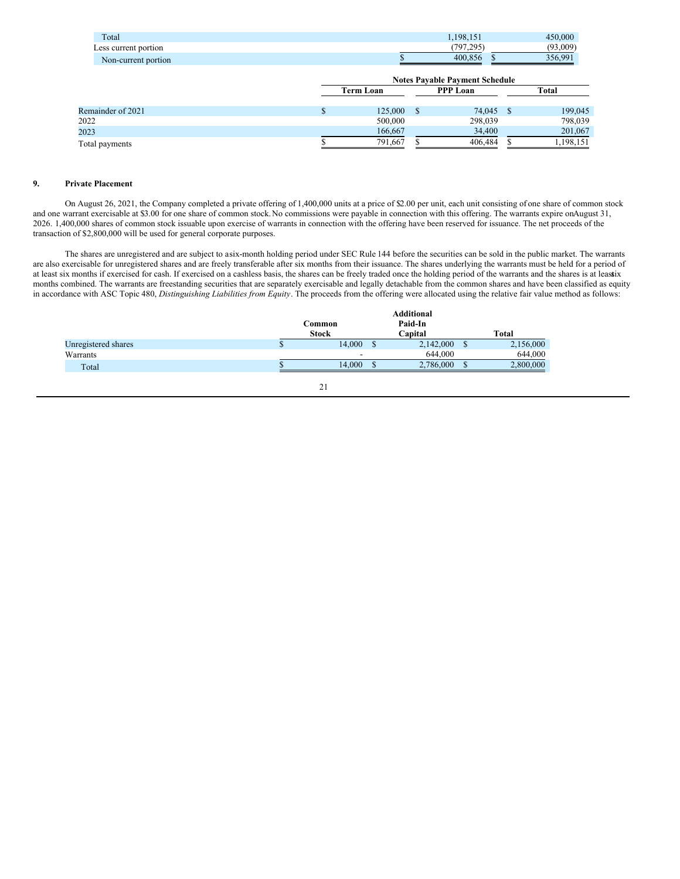| | | |
|---|---|---|
| Total | 1,198,151 | 450,000 |
| Less current portion | (797,295) | (93,009) |
| Non-current portion | $ 400,856 | $ 356,991 |

| | Notes Payable Payment Schedule | | |
|---|---|---|---|
| | Term Loan | PPP Loan | Total |
| Remainder of 2021 | $ 125,000 | $ 74,045 | $ 199,045 |
| 2022 | 500,000 | 298,039 | 798,039 |
| 2023 | 166,667 | 34,400 | 201,067 |
| Total payments | $ 791,667 | $ 406,484 | $ 1,198,151 |

## 9. Private Placement

On August 26, 2021, the Company completed a private offering of 1,400,000 units at a price of $2.00 per unit, each unit consisting of one share of common stock and one warrant exercisable at $3.00 for one share of common stock. No commissions were payable in connection with this offering. The warrants expire on August 31, 2026. 1,400,000 shares of common stock issuable upon exercise of warrants in connection with the offering have been reserved for issuance. The net proceeds of the transaction of $2,800,000 will be used for general corporate purposes.

The shares are unregistered and are subject to a six-month holding period under SEC Rule 144 before the securities can be sold in the public market. The warrants are also exercisable for unregistered shares and are freely transferable after six months from their issuance. The shares underlying the warrants must be held for a period of at least six months if exercised for cash. If exercised on a cashless basis, the shares can be freely traded once the holding period of the warrants and the shares is at least six months combined. The warrants are freestanding securities that are separately exercisable and legally detachable from the common shares and have been classified as equity in accordance with ASC Topic 480, *Distinguishing Liabilities from Equity*. The proceeds from the offering were allocated using the relative fair value method as follows:

| | Common Stock | Additional Paid-In Capital | Total |
|---|---|---|---|
| Unregistered shares | $ 14,000 | $ 2,142,000 | $ 2,156,000 |
| Warrants | - | 644,000 | 644,000 |
| Total | $ 14,000 | $ 2,786,000 | $ 2,800,000 |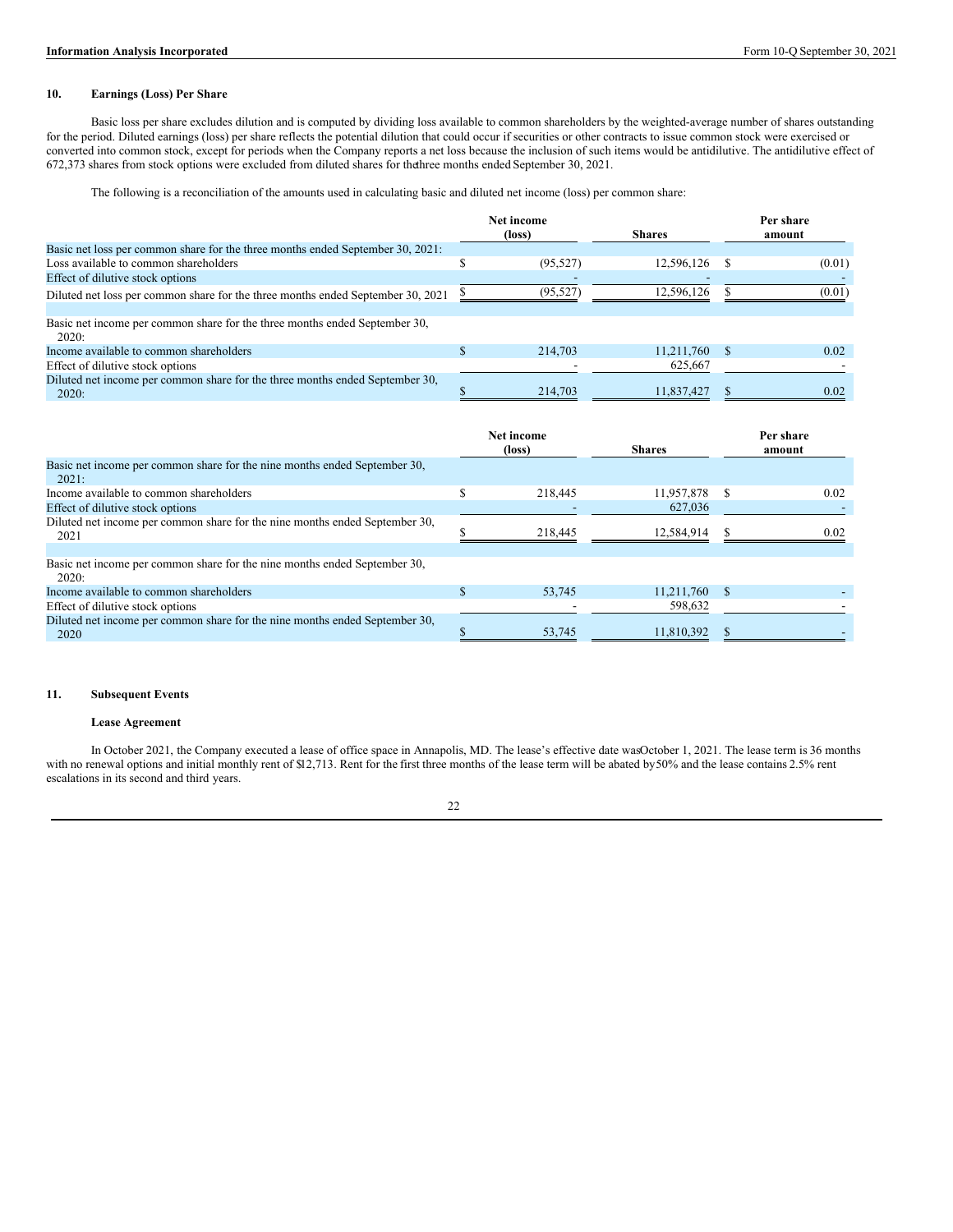## 10. Earnings (Loss) Per Share

Basic loss per share excludes dilution and is computed by dividing loss available to common shareholders by the weighted-average number of shares outstanding for the period. Diluted earnings (loss) per share reflects the potential dilution that could occur if securities or other contracts to issue common stock were exercised or converted into common stock, except for periods when the Company reports a net loss because the inclusion of such items would be antidilutive. The antidilutive effect of 672,373 shares from stock options were excluded from diluted shares for the three months ended September 30, 2021.

The following is a reconciliation of the amounts used in calculating basic and diluted net income (loss) per common share:

| | Net income (loss) | Shares | Per share amount |
|---|---|---|---|
| Basic net loss per common share for the three months ended September 30, 2021: | | | |
| Loss available to common shareholders | $ (95,527) | 12,596,126 | $ (0.01) |
| Effect of dilutive stock options | - | - | - |
| Diluted net loss per common share for the three months ended September 30, 2021 | $ (95,527) | 12,596,126 | $ (0.01) |
| | | | |
| Basic net income per common share for the three months ended September 30, 2020: | | | |
| Income available to common shareholders | $ 214,703 | 11,211,760 | $ 0.02 |
| Effect of dilutive stock options | - | 625,667 | - |
| Diluted net income per common share for the three months ended September 30, 2020: | $ 214,703 | 11,837,427 | $ 0.02 |

| | Net income (loss) | Shares | Per share amount |
|---|---|---|---|
| Basic net income per common share for the nine months ended September 30, 2021: | | | |
| Income available to common shareholders | $ 218,445 | 11,957,878 | $ 0.02 |
| Effect of dilutive stock options | - | 627,036 | - |
| Diluted net income per common share for the nine months ended September 30, 2021 | $ 218,445 | 12,584,914 | $ 0.02 |
| | | | |
| Basic net income per common share for the nine months ended September 30, 2020: | | | |
| Income available to common shareholders | $ 53,745 | 11,211,760 | $ - |
| Effect of dilutive stock options | - | 598,632 | - |
| Diluted net income per common share for the nine months ended September 30, 2020 | $ 53,745 | 11,810,392 | $ - |

## 11. Subsequent Events

### Lease Agreement

In October 2021, the Company executed a lease of office space in Annapolis, MD. The lease's effective date was October 1, 2021. The lease term is 36 months with no renewal options and initial monthly rent of $12,713. Rent for the first three months of the lease term will be abated by 50% and the lease contains 2.5% rent escalations in its second and third years.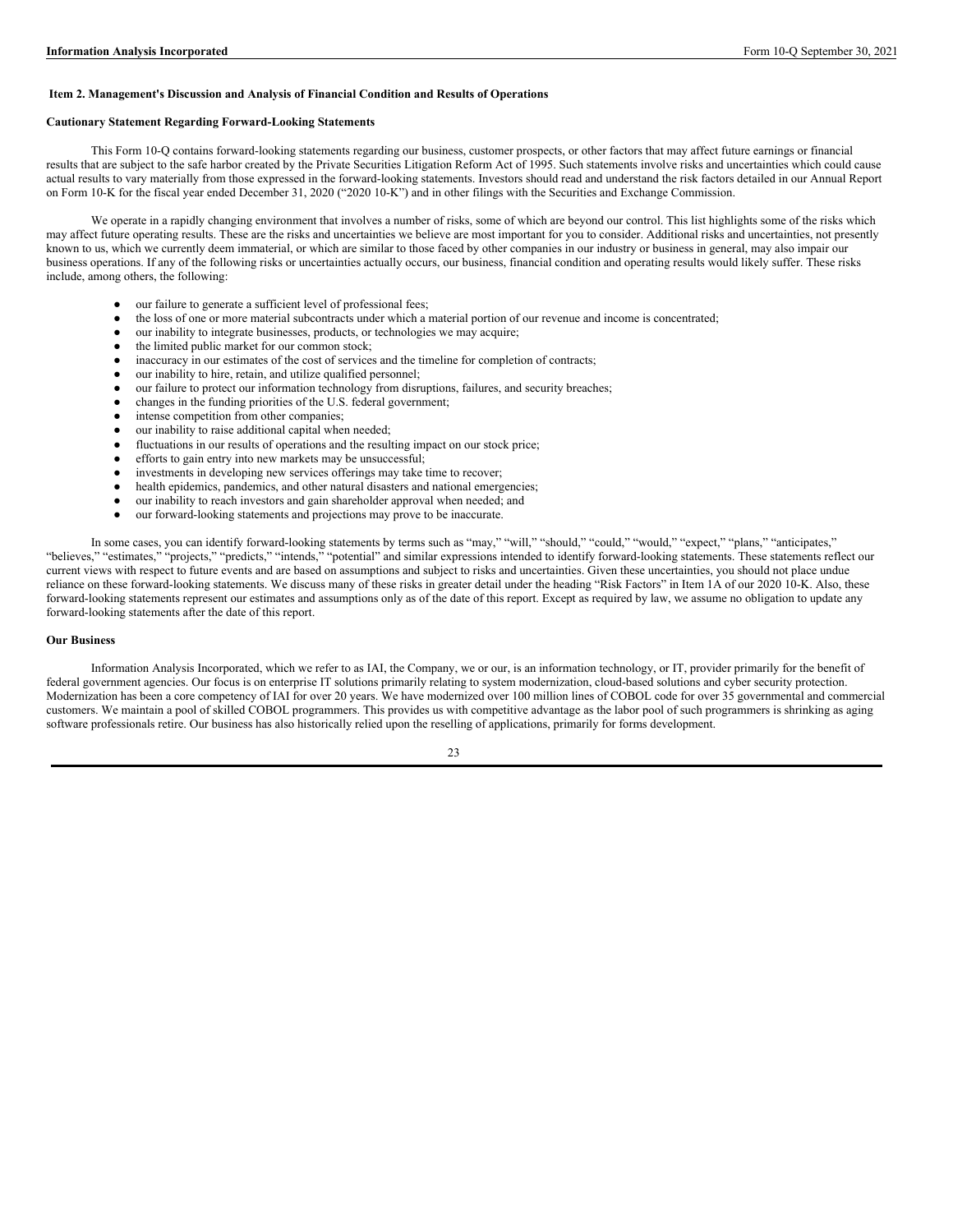## Item 2. Management's Discussion and Analysis of Financial Condition and Results of Operations

### Cautionary Statement Regarding Forward-Looking Statements

This Form 10-Q contains forward-looking statements regarding our business, customer prospects, or other factors that may affect future earnings or financial results that are subject to the safe harbor created by the Private Securities Litigation Reform Act of 1995. Such statements involve risks and uncertainties which could cause actual results to vary materially from those expressed in the forward-looking statements. Investors should read and understand the risk factors detailed in our Annual Report on Form 10-K for the fiscal year ended December 31, 2020 ("2020 10-K") and in other filings with the Securities and Exchange Commission.

We operate in a rapidly changing environment that involves a number of risks, some of which are beyond our control. This list highlights some of the risks which may affect future operating results. These are the risks and uncertainties we believe are most important for you to consider. Additional risks and uncertainties, not presently known to us, which we currently deem immaterial, or which are similar to those faced by other companies in our industry or business in general, may also impair our business operations. If any of the following risks or uncertainties actually occurs, our business, financial condition and operating results would likely suffer. These risks include, among others, the following:

- our failure to generate a sufficient level of professional fees;
- the loss of one or more material subcontracts under which a material portion of our revenue and income is concentrated;
- our inability to integrate businesses, products, or technologies we may acquire;
- the limited public market for our common stock;
- inaccuracy in our estimates of the cost of services and the timeline for completion of contracts;
- our inability to hire, retain, and utilize qualified personnel;
- our failure to protect our information technology from disruptions, failures, and security breaches;
- changes in the funding priorities of the U.S. federal government;
- intense competition from other companies;
- our inability to raise additional capital when needed;
- fluctuations in our results of operations and the resulting impact on our stock price;
- efforts to gain entry into new markets may be unsuccessful;
- investments in developing new services offerings may take time to recover;
- health epidemics, pandemics, and other natural disasters and national emergencies;
- our inability to reach investors and gain shareholder approval when needed; and
- our forward-looking statements and projections may prove to be inaccurate.

In some cases, you can identify forward-looking statements by terms such as "may," "will," "should," "could," "would," "expect," "plans," "anticipates," "believes," "estimates," "projects," "predicts," "intends," "potential" and similar expressions intended to identify forward-looking statements. These statements reflect our current views with respect to future events and are based on assumptions and subject to risks and uncertainties. Given these uncertainties, you should not place undue reliance on these forward-looking statements. We discuss many of these risks in greater detail under the heading "Risk Factors" in Item 1A of our 2020 10-K. Also, these forward-looking statements represent our estimates and assumptions only as of the date of this report. Except as required by law, we assume no obligation to update any forward-looking statements after the date of this report.

### Our Business

Information Analysis Incorporated, which we refer to as IAI, the Company, we or our, is an information technology, or IT, provider primarily for the benefit of federal government agencies. Our focus is on enterprise IT solutions primarily relating to system modernization, cloud-based solutions and cyber security protection. Modernization has been a core competency of IAI for over 20 years. We have modernized over 100 million lines of COBOL code for over 35 governmental and commercial customers. We maintain a pool of skilled COBOL programmers. This provides us with competitive advantage as the labor pool of such programmers is shrinking as aging software professionals retire. Our business has also historically relied upon the reselling of applications, primarily for forms development.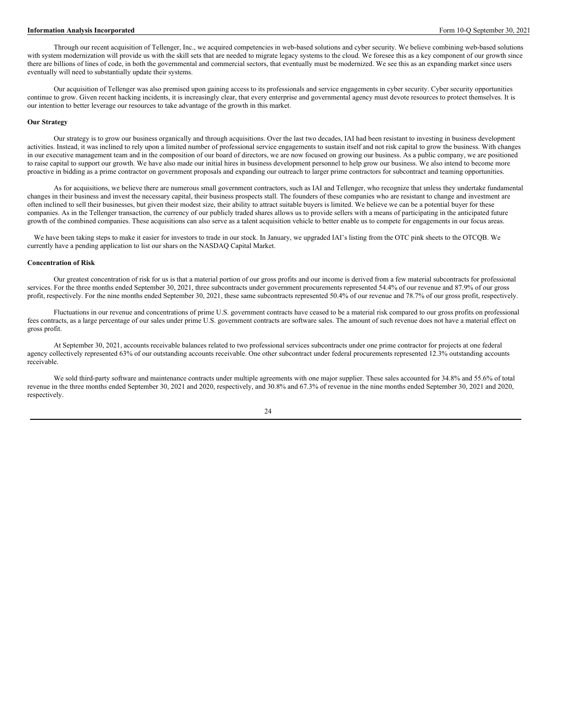Through our recent acquisition of Tellenger, Inc., we acquired competencies in web-based solutions and cyber security. We believe combining web-based solutions with system modernization will provide us with the skill sets that are needed to migrate legacy systems to the cloud. We foresee this as a key component of our growth since there are billions of lines of code, in both the governmental and commercial sectors, that eventually must be modernized. We see this as an expanding market since users eventually will need to substantially update their systems.

Our acquisition of Tellenger was also premised upon gaining access to its professionals and service engagements in cyber security. Cyber security opportunities continue to grow. Given recent hacking incidents, it is increasingly clear, that every enterprise and governmental agency must devote resources to protect themselves. It is our intention to better leverage our resources to take advantage of the growth in this market.

**Our Strategy**

Our strategy is to grow our business organically and through acquisitions. Over the last two decades, IAI had been resistant to investing in business development activities. Instead, it was inclined to rely upon a limited number of professional service engagements to sustain itself and not risk capital to grow the business. With changes in our executive management team and in the composition of our board of directors, we are now focused on growing our business. As a public company, we are positioned to raise capital to support our growth. We have also made our initial hires in business development personnel to help grow our business. We also intend to become more proactive in bidding as a prime contractor on government proposals and expanding our outreach to larger prime contractors for subcontract and teaming opportunities.

As for acquisitions, we believe there are numerous small government contractors, such as IAI and Tellenger, who recognize that unless they undertake fundamental changes in their business and invest the necessary capital, their business prospects stall. The founders of these companies who are resistant to change and investment are often inclined to sell their businesses, but given their modest size, their ability to attract suitable buyers is limited. We believe we can be a potential buyer for these companies. As in the Tellenger transaction, the currency of our publicly traded shares allows us to provide sellers with a means of participating in the anticipated future growth of the combined companies. These acquisitions can also serve as a talent acquisition vehicle to better enable us to compete for engagements in our focus areas.

We have been taking steps to make it easier for investors to trade in our stock. In January, we upgraded IAI's listing from the OTC pink sheets to the OTCQB. We currently have a pending application to list our shars on the NASDAQ Capital Market.

**Concentration of Risk**

Our greatest concentration of risk for us is that a material portion of our gross profits and our income is derived from a few material subcontracts for professional services. For the three months ended September 30, 2021, three subcontracts under government procurements represented 54.4% of our revenue and 87.9% of our gross profit, respectively. For the nine months ended September 30, 2021, these same subcontracts represented 50.4% of our revenue and 78.7% of our gross profit, respectively.

Fluctuations in our revenue and concentrations of prime U.S. government contracts have ceased to be a material risk compared to our gross profits on professional fees contracts, as a large percentage of our sales under prime U.S. government contracts are software sales. The amount of such revenue does not have a material effect on gross profit.

At September 30, 2021, accounts receivable balances related to two professional services subcontracts under one prime contractor for projects at one federal agency collectively represented 63% of our outstanding accounts receivable. One other subcontract under federal procurements represented 12.3% outstanding accounts receivable.

We sold third-party software and maintenance contracts under multiple agreements with one major supplier. These sales accounted for 34.8% and 55.6% of total revenue in the three months ended September 30, 2021 and 2020, respectively, and 30.8% and 67.3% of revenue in the nine months ended September 30, 2021 and 2020, respectively.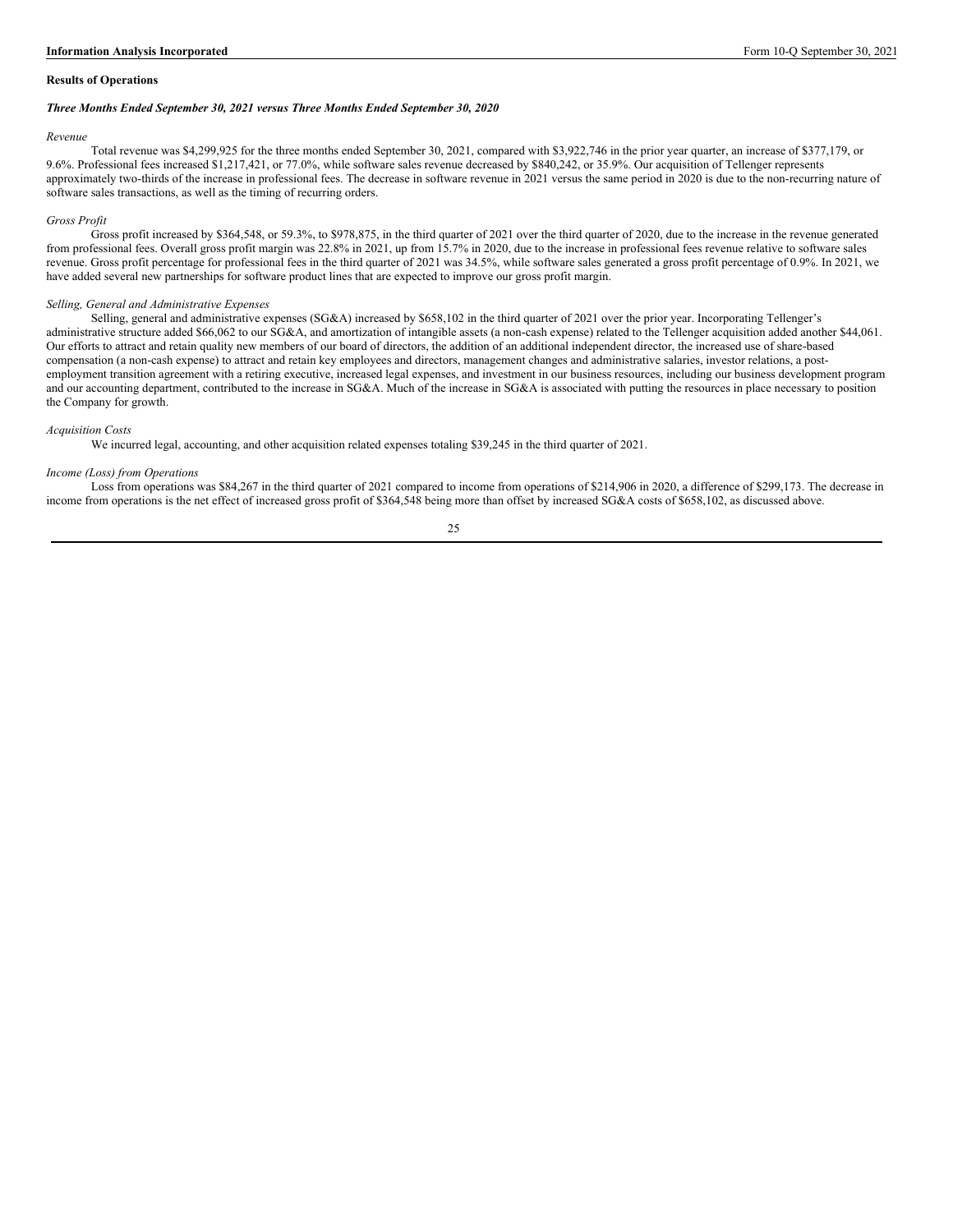## Results of Operations

***Three Months Ended September 30, 2021 versus Three Months Ended September 30, 2020***

*Revenue*

Total revenue was $4,299,925 for the three months ended September 30, 2021, compared with $3,922,746 in the prior year quarter, an increase of $377,179, or 9.6%. Professional fees increased $1,217,421, or 77.0%, while software sales revenue decreased by $840,242, or 35.9%. Our acquisition of Tellenger represents approximately two-thirds of the increase in professional fees. The decrease in software revenue in 2021 versus the same period in 2020 is due to the non-recurring nature of software sales transactions, as well as the timing of recurring orders.

*Gross Profit*

Gross profit increased by $364,548, or 59.3%, to $978,875, in the third quarter of 2021 over the third quarter of 2020, due to the increase in the revenue generated from professional fees. Overall gross profit margin was 22.8% in 2021, up from 15.7% in 2020, due to the increase in professional fees revenue relative to software sales revenue. Gross profit percentage for professional fees in the third quarter of 2021 was 34.5%, while software sales generated a gross profit percentage of 0.9%. In 2021, we have added several new partnerships for software product lines that are expected to improve our gross profit margin.

*Selling, General and Administrative Expenses*

Selling, general and administrative expenses (SG&A) increased by $658,102 in the third quarter of 2021 over the prior year. Incorporating Tellenger's administrative structure added $66,062 to our SG&A, and amortization of intangible assets (a non-cash expense) related to the Tellenger acquisition added another $44,061. Our efforts to attract and retain quality new members of our board of directors, the addition of an additional independent director, the increased use of share-based compensation (a non-cash expense) to attract and retain key employees and directors, management changes and administrative salaries, investor relations, a post-employment transition agreement with a retiring executive, increased legal expenses, and investment in our business resources, including our business development program and our accounting department, contributed to the increase in SG&A. Much of the increase in SG&A is associated with putting the resources in place necessary to position the Company for growth.

*Acquisition Costs*

We incurred legal, accounting, and other acquisition related expenses totaling $39,245 in the third quarter of 2021.

*Income (Loss) from Operations*

Loss from operations was $84,267 in the third quarter of 2021 compared to income from operations of $214,906 in 2020, a difference of $299,173. The decrease in income from operations is the net effect of increased gross profit of $364,548 being more than offset by increased SG&A costs of $658,102, as discussed above.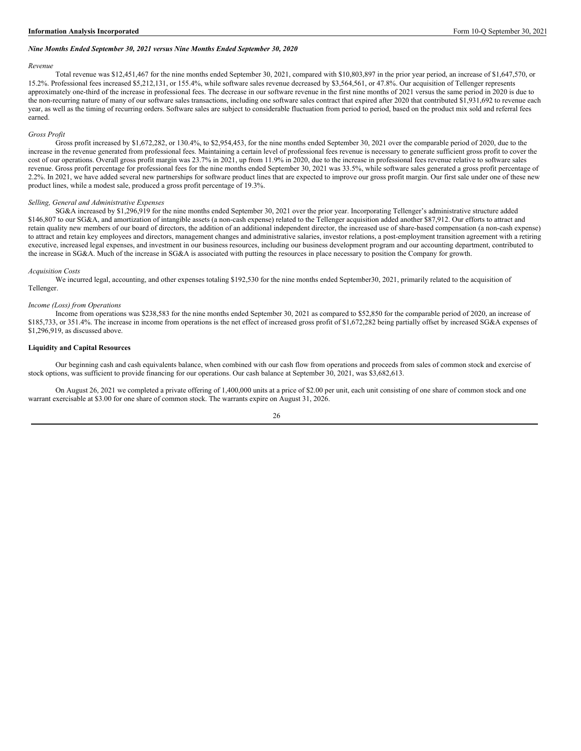### *Nine Months Ended September 30, 2021 versus Nine Months Ended September 30, 2020*

*Revenue*

Total revenue was $12,451,467 for the nine months ended September 30, 2021, compared with $10,803,897 in the prior year period, an increase of $1,647,570, or 15.2%. Professional fees increased $5,212,131, or 155.4%, while software sales revenue decreased by $3,564,561, or 47.8%. Our acquisition of Tellenger represents approximately one-third of the increase in professional fees. The decrease in our software revenue in the first nine months of 2021 versus the same period in 2020 is due to the non-recurring nature of many of our software sales transactions, including one software sales contract that expired after 2020 that contributed $1,931,692 to revenue each year, as well as the timing of recurring orders. Software sales are subject to considerable fluctuation from period to period, based on the product mix sold and referral fees earned.

*Gross Profit*

Gross profit increased by $1,672,282, or 130.4%, to $2,954,453, for the nine months ended September 30, 2021 over the comparable period of 2020, due to the increase in the revenue generated from professional fees. Maintaining a certain level of professional fees revenue is necessary to generate sufficient gross profit to cover the cost of our operations. Overall gross profit margin was 23.7% in 2021, up from 11.9% in 2020, due to the increase in professional fees revenue relative to software sales revenue. Gross profit percentage for professional fees for the nine months ended September 30, 2021 was 33.5%, while software sales generated a gross profit percentage of 2.2%. In 2021, we have added several new partnerships for software product lines that are expected to improve our gross profit margin. Our first sale under one of these new product lines, while a modest sale, produced a gross profit percentage of 19.3%.

*Selling, General and Administrative Expenses*

SG&A increased by $1,296,919 for the nine months ended September 30, 2021 over the prior year. Incorporating Tellenger's administrative structure added $146,807 to our SG&A, and amortization of intangible assets (a non-cash expense) related to the Tellenger acquisition added another $87,912. Our efforts to attract and retain quality new members of our board of directors, the addition of an additional independent director, the increased use of share-based compensation (a non-cash expense) to attract and retain key employees and directors, management changes and administrative salaries, investor relations, a post-employment transition agreement with a retiring executive, increased legal expenses, and investment in our business resources, including our business development program and our accounting department, contributed to the increase in SG&A. Much of the increase in SG&A is associated with putting the resources in place necessary to position the Company for growth.

*Acquisition Costs*

We incurred legal, accounting, and other expenses totaling $192,530 for the nine months ended September30, 2021, primarily related to the acquisition of Tellenger.

*Income (Loss) from Operations*

Income from operations was $238,583 for the nine months ended September 30, 2021 as compared to $52,850 for the comparable period of 2020, an increase of $185,733, or 351.4%. The increase in income from operations is the net effect of increased gross profit of $1,672,282 being partially offset by increased SG&A expenses of $1,296,919, as discussed above.

**Liquidity and Capital Resources**

Our beginning cash and cash equivalents balance, when combined with our cash flow from operations and proceeds from sales of common stock and exercise of stock options, was sufficient to provide financing for our operations. Our cash balance at September 30, 2021, was $3,682,613.

On August 26, 2021 we completed a private offering of 1,400,000 units at a price of $2.00 per unit, each unit consisting of one share of common stock and one warrant exercisable at $3.00 for one share of common stock. The warrants expire on August 31, 2026.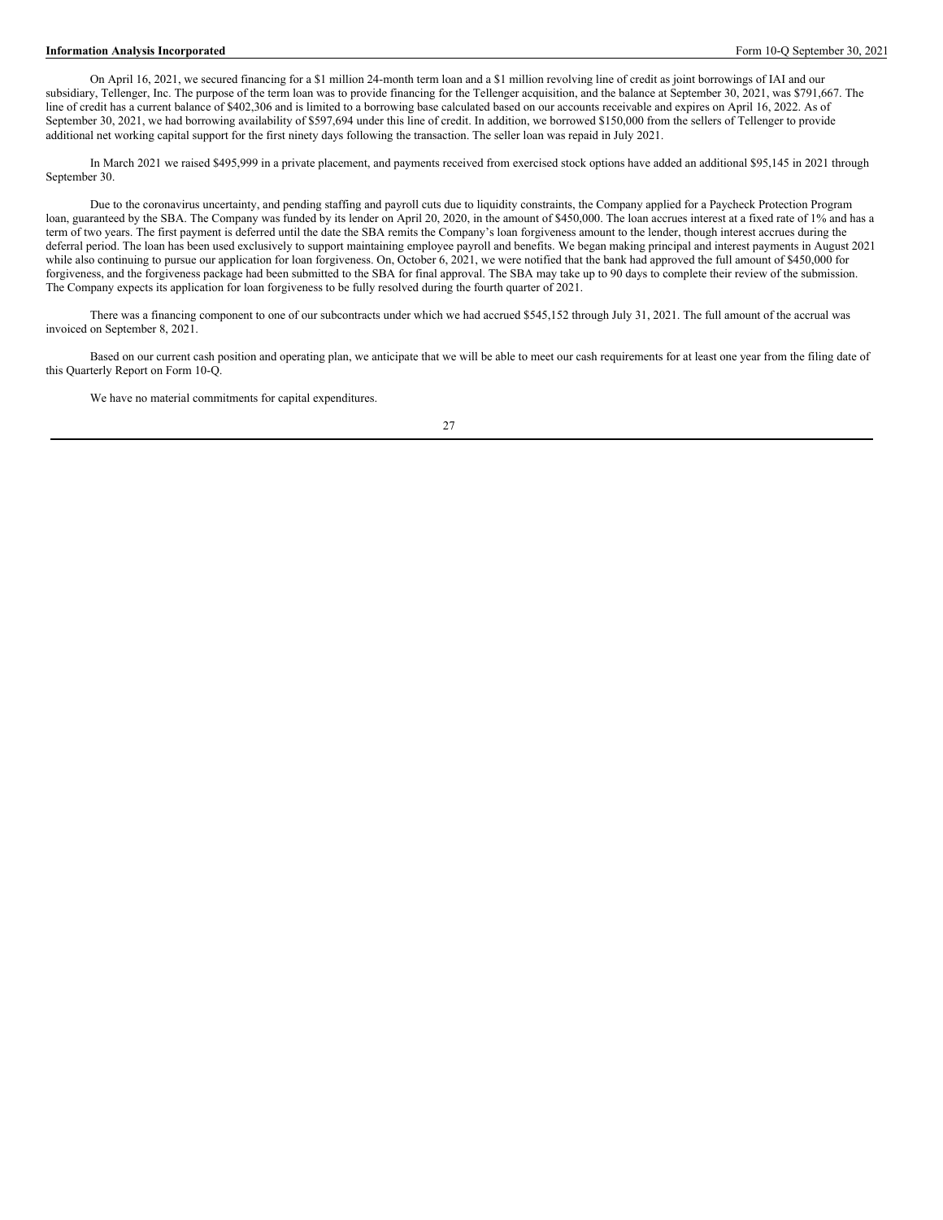On April 16, 2021, we secured financing for a $1 million 24-month term loan and a $1 million revolving line of credit as joint borrowings of IAI and our subsidiary, Tellenger, Inc. The purpose of the term loan was to provide financing for the Tellenger acquisition, and the balance at September 30, 2021, was $791,667. The line of credit has a current balance of $402,306 and is limited to a borrowing base calculated based on our accounts receivable and expires on April 16, 2022. As of September 30, 2021, we had borrowing availability of $597,694 under this line of credit. In addition, we borrowed $150,000 from the sellers of Tellenger to provide additional net working capital support for the first ninety days following the transaction. The seller loan was repaid in July 2021.

In March 2021 we raised $495,999 in a private placement, and payments received from exercised stock options have added an additional $95,145 in 2021 through September 30.

Due to the coronavirus uncertainty, and pending staffing and payroll cuts due to liquidity constraints, the Company applied for a Paycheck Protection Program loan, guaranteed by the SBA. The Company was funded by its lender on April 20, 2020, in the amount of $450,000. The loan accrues interest at a fixed rate of 1% and has a term of two years. The first payment is deferred until the date the SBA remits the Company's loan forgiveness amount to the lender, though interest accrues during the deferral period. The loan has been used exclusively to support maintaining employee payroll and benefits. We began making principal and interest payments in August 2021 while also continuing to pursue our application for loan forgiveness. On, October 6, 2021, we were notified that the bank had approved the full amount of $450,000 for forgiveness, and the forgiveness package had been submitted to the SBA for final approval. The SBA may take up to 90 days to complete their review of the submission. The Company expects its application for loan forgiveness to be fully resolved during the fourth quarter of 2021.

There was a financing component to one of our subcontracts under which we had accrued $545,152 through July 31, 2021. The full amount of the accrual was invoiced on September 8, 2021.

Based on our current cash position and operating plan, we anticipate that we will be able to meet our cash requirements for at least one year from the filing date of this Quarterly Report on Form 10-Q.

We have no material commitments for capital expenditures.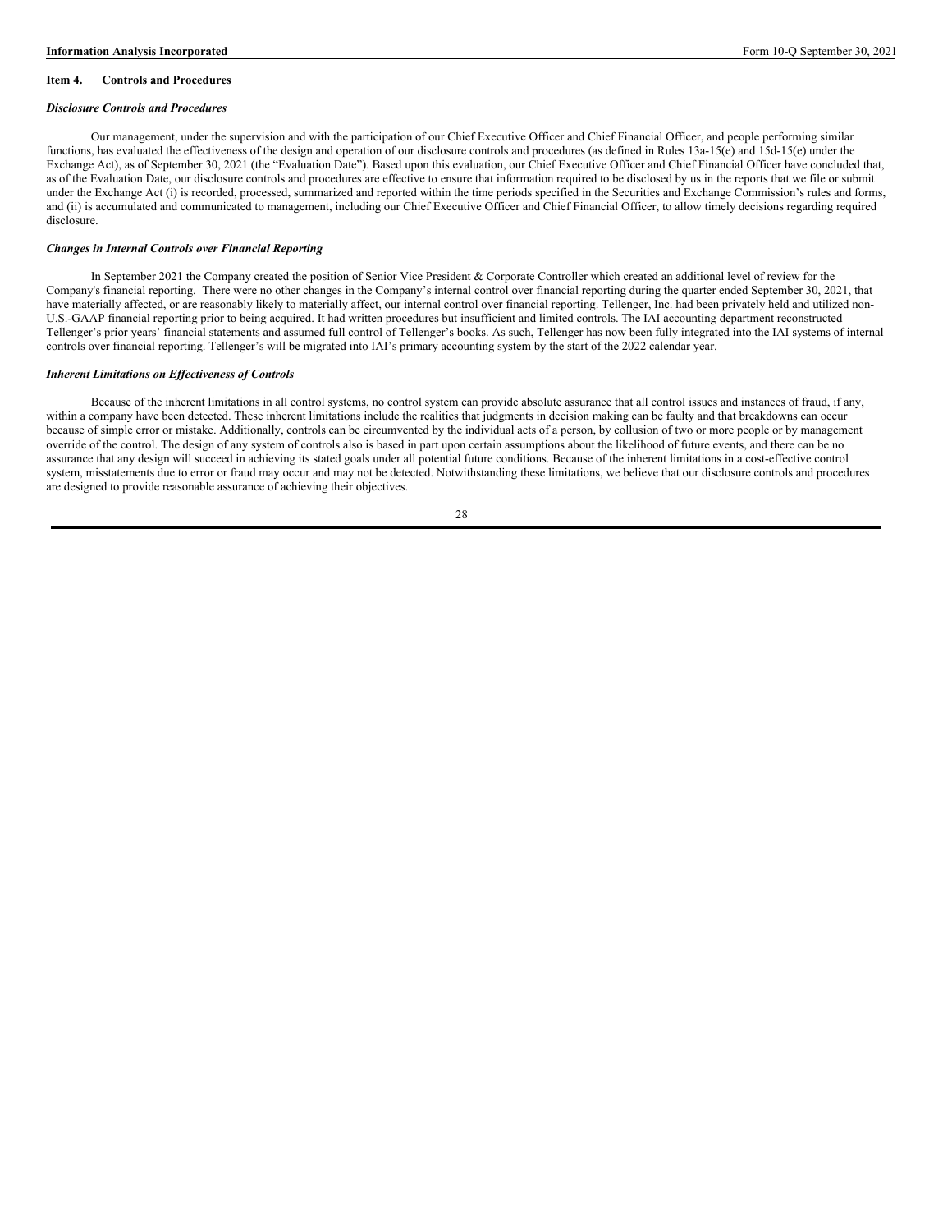## Item 4. Controls and Procedures

***Disclosure Controls and Procedures***

Our management, under the supervision and with the participation of our Chief Executive Officer and Chief Financial Officer, and people performing similar functions, has evaluated the effectiveness of the design and operation of our disclosure controls and procedures (as defined in Rules 13a-15(e) and 15d-15(e) under the Exchange Act), as of September 30, 2021 (the "Evaluation Date"). Based upon this evaluation, our Chief Executive Officer and Chief Financial Officer have concluded that, as of the Evaluation Date, our disclosure controls and procedures are effective to ensure that information required to be disclosed by us in the reports that we file or submit under the Exchange Act (i) is recorded, processed, summarized and reported within the time periods specified in the Securities and Exchange Commission's rules and forms, and (ii) is accumulated and communicated to management, including our Chief Executive Officer and Chief Financial Officer, to allow timely decisions regarding required disclosure.

***Changes in Internal Controls over Financial Reporting***

In September 2021 the Company created the position of Senior Vice President & Corporate Controller which created an additional level of review for the Company's financial reporting. There were no other changes in the Company's internal control over financial reporting during the quarter ended September 30, 2021, that have materially affected, or are reasonably likely to materially affect, our internal control over financial reporting. Tellenger, Inc. had been privately held and utilized non-U.S.-GAAP financial reporting prior to being acquired. It had written procedures but insufficient and limited controls. The IAI accounting department reconstructed Tellenger's prior years' financial statements and assumed full control of Tellenger's books. As such, Tellenger has now been fully integrated into the IAI systems of internal controls over financial reporting. Tellenger's will be migrated into IAI's primary accounting system by the start of the 2022 calendar year.

***Inherent Limitations on Effectiveness of Controls***

Because of the inherent limitations in all control systems, no control system can provide absolute assurance that all control issues and instances of fraud, if any, within a company have been detected. These inherent limitations include the realities that judgments in decision making can be faulty and that breakdowns can occur because of simple error or mistake. Additionally, controls can be circumvented by the individual acts of a person, by collusion of two or more people or by management override of the control. The design of any system of controls also is based in part upon certain assumptions about the likelihood of future events, and there can be no assurance that any design will succeed in achieving its stated goals under all potential future conditions. Because of the inherent limitations in a cost-effective control system, misstatements due to error or fraud may occur and may not be detected. Notwithstanding these limitations, we believe that our disclosure controls and procedures are designed to provide reasonable assurance of achieving their objectives.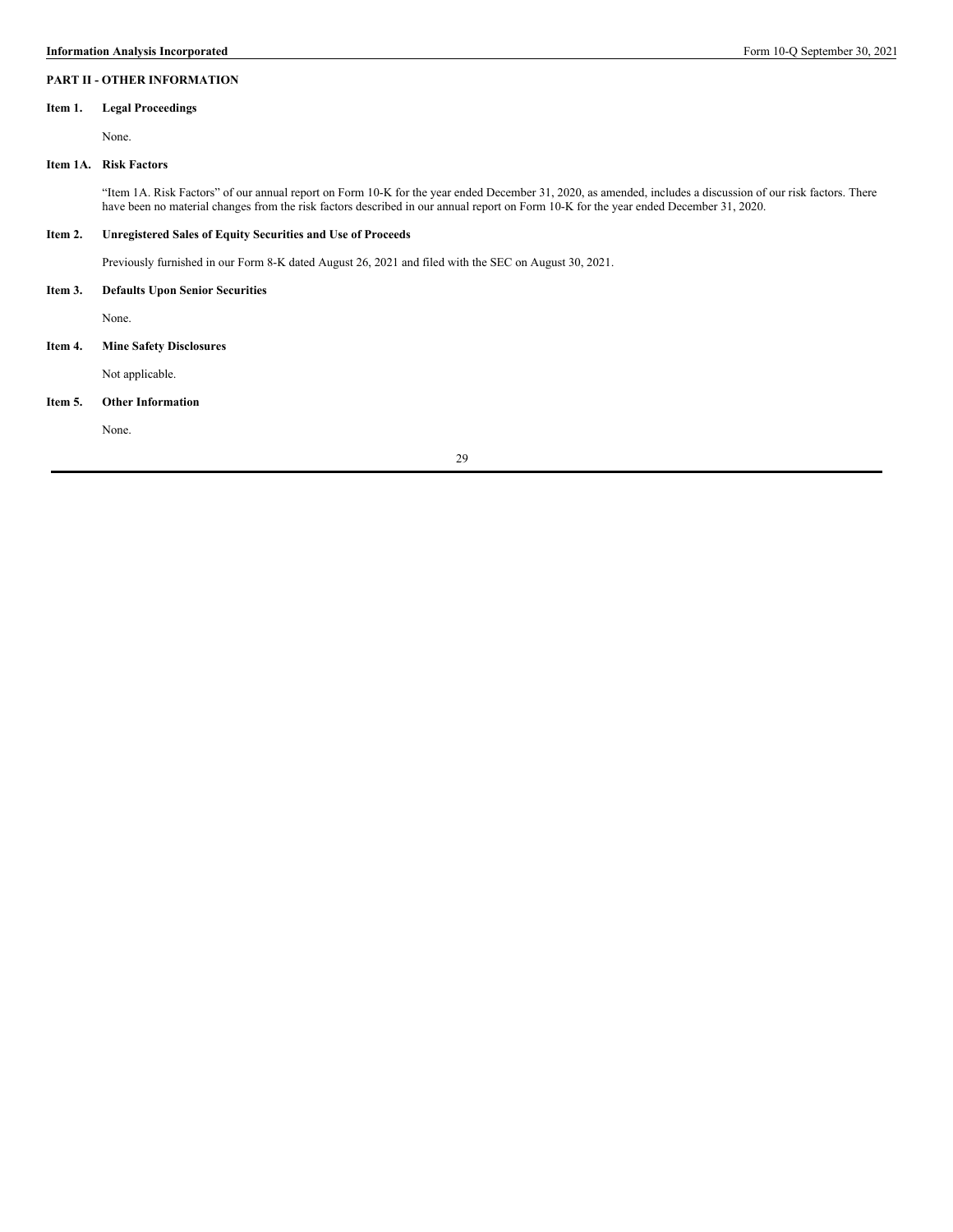## PART II - OTHER INFORMATION

### Item 1. Legal Proceedings

None.

### Item 1A. Risk Factors

"Item 1A. Risk Factors" of our annual report on Form 10-K for the year ended December 31, 2020, as amended, includes a discussion of our risk factors. There have been no material changes from the risk factors described in our annual report on Form 10-K for the year ended December 31, 2020.

### Item 2. Unregistered Sales of Equity Securities and Use of Proceeds

Previously furnished in our Form 8-K dated August 26, 2021 and filed with the SEC on August 30, 2021.

### Item 3. Defaults Upon Senior Securities

None.

### Item 4. Mine Safety Disclosures

Not applicable.

### Item 5. Other Information

None.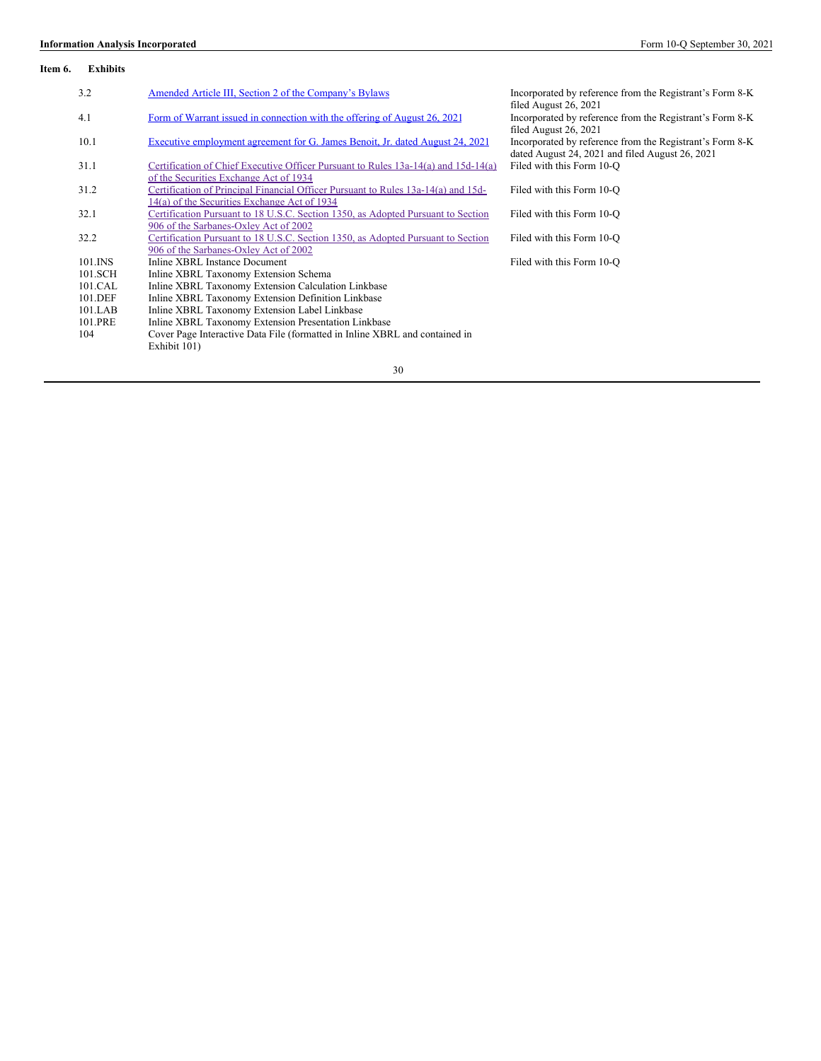## Item 6. Exhibits

| | | |
|---|---|---|
| 3.2 | Amended Article III, Section 2 of the Company's Bylaws | Incorporated by reference from the Registrant's Form 8-K filed August 26, 2021 |
| 4.1 | Form of Warrant issued in connection with the offering of August 26, 2021 | Incorporated by reference from the Registrant's Form 8-K filed August 26, 2021 |
| 10.1 | Executive employment agreement for G. James Benoit, Jr. dated August 24, 2021 | Incorporated by reference from the Registrant's Form 8-K dated August 24, 2021 and filed August 26, 2021 |
| 31.1 | Certification of Chief Executive Officer Pursuant to Rules 13a-14(a) and 15d-14(a) of the Securities Exchange Act of 1934 | Filed with this Form 10-Q |
| 31.2 | Certification of Principal Financial Officer Pursuant to Rules 13a-14(a) and 15d-14(a) of the Securities Exchange Act of 1934 | Filed with this Form 10-Q |
| 32.1 | Certification Pursuant to 18 U.S.C. Section 1350, as Adopted Pursuant to Section 906 of the Sarbanes-Oxley Act of 2002 | Filed with this Form 10-Q |
| 32.2 | Certification Pursuant to 18 U.S.C. Section 1350, as Adopted Pursuant to Section 906 of the Sarbanes-Oxley Act of 2002 | Filed with this Form 10-Q |
| 101.INS | Inline XBRL Instance Document | Filed with this Form 10-Q |
| 101.SCH | Inline XBRL Taxonomy Extension Schema | |
| 101.CAL | Inline XBRL Taxonomy Extension Calculation Linkbase | |
| 101.DEF | Inline XBRL Taxonomy Extension Definition Linkbase | |
| 101.LAB | Inline XBRL Taxonomy Extension Label Linkbase | |
| 101.PRE | Inline XBRL Taxonomy Extension Presentation Linkbase | |
| 104 | Cover Page Interactive Data File (formatted in Inline XBRL and contained in Exhibit 101) | |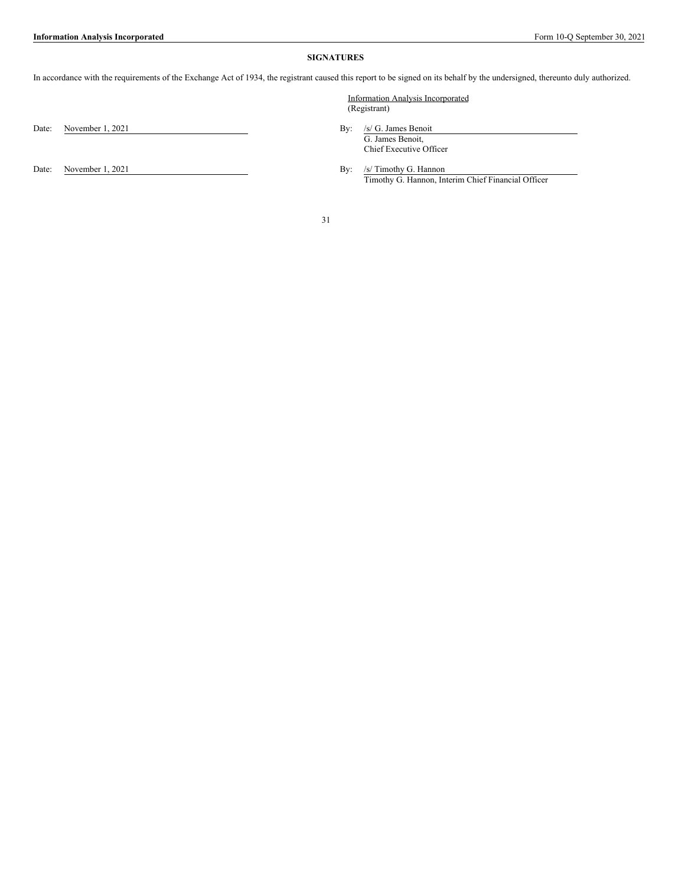## SIGNATURES

In accordance with the requirements of the Exchange Act of 1934, the registrant caused this report to be signed on its behalf by the undersigned, thereunto duly authorized.

Information Analysis Incorporated
(Registrant)

Date: November 1, 2021

By: /s/ G. James Benoit
G. James Benoit,
Chief Executive Officer

Date: November 1, 2021

By: /s/ Timothy G. Hannon
Timothy G. Hannon, Interim Chief Financial Officer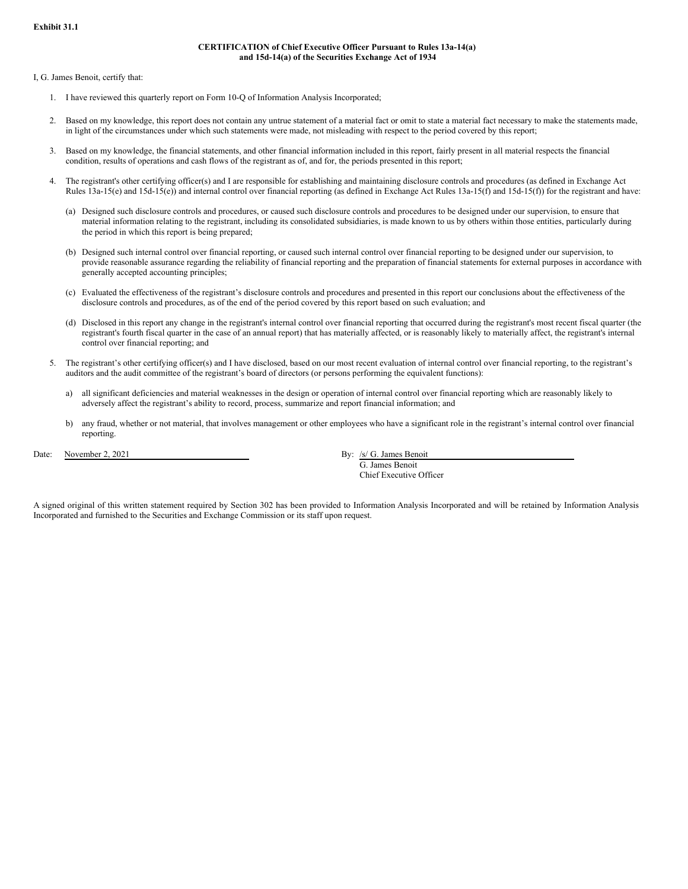**Exhibit 31.1**

**CERTIFICATION of Chief Executive Officer Pursuant to Rules 13a-14(a) and 15d-14(a) of the Securities Exchange Act of 1934**

I, G. James Benoit, certify that:

1. I have reviewed this quarterly report on Form 10-Q of Information Analysis Incorporated;

2. Based on my knowledge, this report does not contain any untrue statement of a material fact or omit to state a material fact necessary to make the statements made, in light of the circumstances under which such statements were made, not misleading with respect to the period covered by this report;

3. Based on my knowledge, the financial statements, and other financial information included in this report, fairly present in all material respects the financial condition, results of operations and cash flows of the registrant as of, and for, the periods presented in this report;

4. The registrant's other certifying officer(s) and I are responsible for establishing and maintaining disclosure controls and procedures (as defined in Exchange Act Rules 13a-15(e) and 15d-15(e)) and internal control over financial reporting (as defined in Exchange Act Rules 13a-15(f) and 15d-15(f)) for the registrant and have:

   (a) Designed such disclosure controls and procedures, or caused such disclosure controls and procedures to be designed under our supervision, to ensure that material information relating to the registrant, including its consolidated subsidiaries, is made known to us by others within those entities, particularly during the period in which this report is being prepared;

   (b) Designed such internal control over financial reporting, or caused such internal control over financial reporting to be designed under our supervision, to provide reasonable assurance regarding the reliability of financial reporting and the preparation of financial statements for external purposes in accordance with generally accepted accounting principles;

   (c) Evaluated the effectiveness of the registrant's disclosure controls and procedures and presented in this report our conclusions about the effectiveness of the disclosure controls and procedures, as of the end of the period covered by this report based on such evaluation; and

   (d) Disclosed in this report any change in the registrant's internal control over financial reporting that occurred during the registrant's most recent fiscal quarter (the registrant's fourth fiscal quarter in the case of an annual report) that has materially affected, or is reasonably likely to materially affect, the registrant's internal control over financial reporting; and

5. The registrant's other certifying officer(s) and I have disclosed, based on our most recent evaluation of internal control over financial reporting, to the registrant's auditors and the audit committee of the registrant's board of directors (or persons performing the equivalent functions):

   a) all significant deficiencies and material weaknesses in the design or operation of internal control over financial reporting which are reasonably likely to adversely affect the registrant's ability to record, process, summarize and report financial information; and

   b) any fraud, whether or not material, that involves management or other employees who have a significant role in the registrant's internal control over financial reporting.

Date: November 2, 2021

By: /s/ G. James Benoit
G. James Benoit
Chief Executive Officer

A signed original of this written statement required by Section 302 has been provided to Information Analysis Incorporated and will be retained by Information Analysis Incorporated and furnished to the Securities and Exchange Commission or its staff upon request.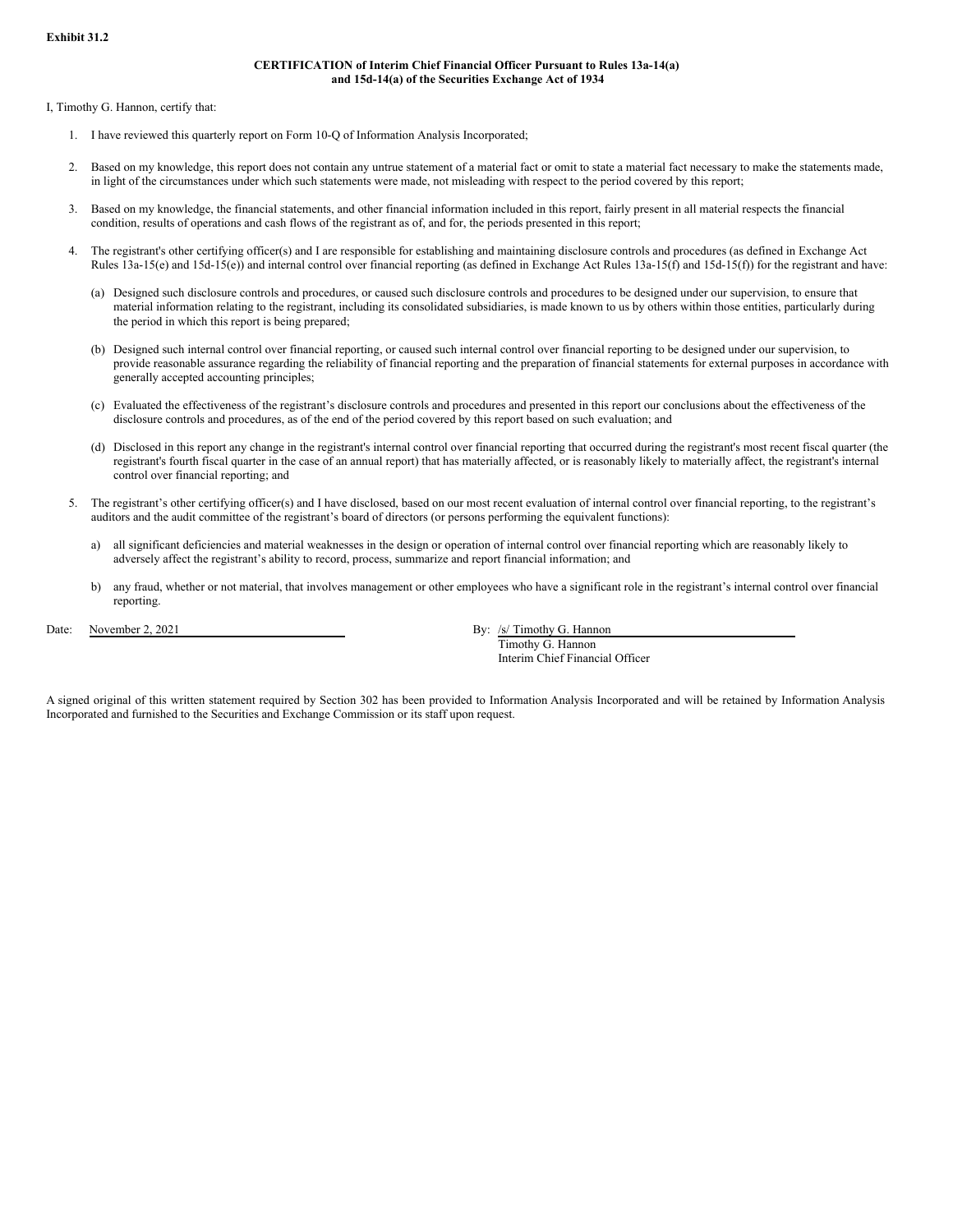**Exhibit 31.2**

**CERTIFICATION of Interim Chief Financial Officer Pursuant to Rules 13a-14(a) and 15d-14(a) of the Securities Exchange Act of 1934**

I, Timothy G. Hannon, certify that:

1. I have reviewed this quarterly report on Form 10-Q of Information Analysis Incorporated;

2. Based on my knowledge, this report does not contain any untrue statement of a material fact or omit to state a material fact necessary to make the statements made, in light of the circumstances under which such statements were made, not misleading with respect to the period covered by this report;

3. Based on my knowledge, the financial statements, and other financial information included in this report, fairly present in all material respects the financial condition, results of operations and cash flows of the registrant as of, and for, the periods presented in this report;

4. The registrant's other certifying officer(s) and I are responsible for establishing and maintaining disclosure controls and procedures (as defined in Exchange Act Rules 13a-15(e) and 15d-15(e)) and internal control over financial reporting (as defined in Exchange Act Rules 13a-15(f) and 15d-15(f)) for the registrant and have:

   (a) Designed such disclosure controls and procedures, or caused such disclosure controls and procedures to be designed under our supervision, to ensure that material information relating to the registrant, including its consolidated subsidiaries, is made known to us by others within those entities, particularly during the period in which this report is being prepared;

   (b) Designed such internal control over financial reporting, or caused such internal control over financial reporting to be designed under our supervision, to provide reasonable assurance regarding the reliability of financial reporting and the preparation of financial statements for external purposes in accordance with generally accepted accounting principles;

   (c) Evaluated the effectiveness of the registrant's disclosure controls and procedures and presented in this report our conclusions about the effectiveness of the disclosure controls and procedures, as of the end of the period covered by this report based on such evaluation; and

   (d) Disclosed in this report any change in the registrant's internal control over financial reporting that occurred during the registrant's most recent fiscal quarter (the registrant's fourth fiscal quarter in the case of an annual report) that has materially affected, or is reasonably likely to materially affect, the registrant's internal control over financial reporting; and

5. The registrant's other certifying officer(s) and I have disclosed, based on our most recent evaluation of internal control over financial reporting, to the registrant's auditors and the audit committee of the registrant's board of directors (or persons performing the equivalent functions):

   a) all significant deficiencies and material weaknesses in the design or operation of internal control over financial reporting which are reasonably likely to adversely affect the registrant's ability to record, process, summarize and report financial information; and

   b) any fraud, whether or not material, that involves management or other employees who have a significant role in the registrant's internal control over financial reporting.

Date: November 2, 2021

By: /s/ Timothy G. Hannon
Timothy G. Hannon
Interim Chief Financial Officer

A signed original of this written statement required by Section 302 has been provided to Information Analysis Incorporated and will be retained by Information Analysis Incorporated and furnished to the Securities and Exchange Commission or its staff upon request.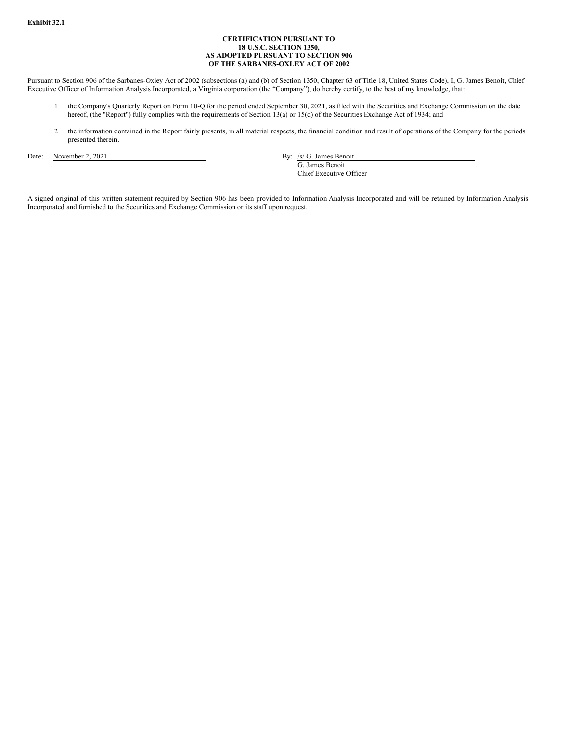**Exhibit 32.1**

**CERTIFICATION PURSUANT TO 18 U.S.C. SECTION 1350, AS ADOPTED PURSUANT TO SECTION 906 OF THE SARBANES-OXLEY ACT OF 2002**

Pursuant to Section 906 of the Sarbanes-Oxley Act of 2002 (subsections (a) and (b) of Section 1350, Chapter 63 of Title 18, United States Code), I, G. James Benoit, Chief Executive Officer of Information Analysis Incorporated, a Virginia corporation (the "Company"), do hereby certify, to the best of my knowledge, that:

1. the Company's Quarterly Report on Form 10-Q for the period ended September 30, 2021, as filed with the Securities and Exchange Commission on the date hereof, (the "Report") fully complies with the requirements of Section 13(a) or 15(d) of the Securities Exchange Act of 1934; and

2. the information contained in the Report fairly presents, in all material respects, the financial condition and result of operations of the Company for the periods presented therein.

Date: November 2, 2021

By: /s/ G. James Benoit
G. James Benoit
Chief Executive Officer

A signed original of this written statement required by Section 906 has been provided to Information Analysis Incorporated and will be retained by Information Analysis Incorporated and furnished to the Securities and Exchange Commission or its staff upon request.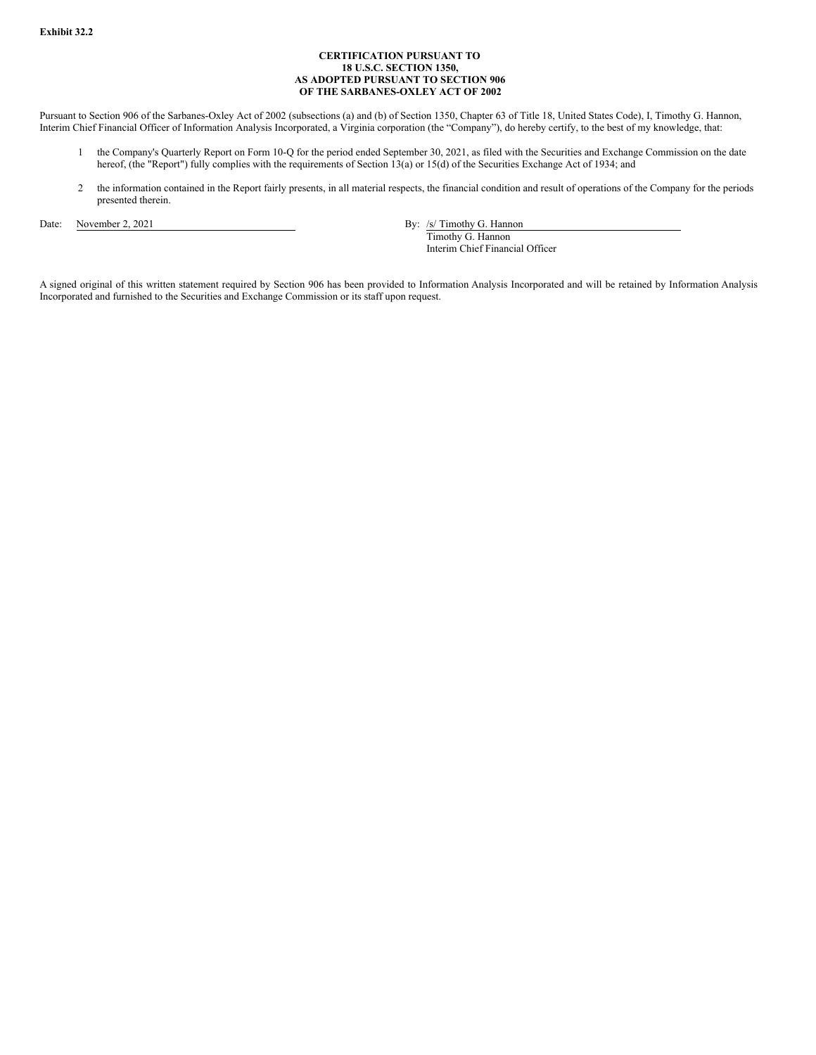**Exhibit 32.2**

**CERTIFICATION PURSUANT TO**
**18 U.S.C. SECTION 1350,**
**AS ADOPTED PURSUANT TO SECTION 906**
**OF THE SARBANES-OXLEY ACT OF 2002**

Pursuant to Section 906 of the Sarbanes-Oxley Act of 2002 (subsections (a) and (b) of Section 1350, Chapter 63 of Title 18, United States Code), I, Timothy G. Hannon, Interim Chief Financial Officer of Information Analysis Incorporated, a Virginia corporation (the "Company"), do hereby certify, to the best of my knowledge, that:

1 the Company's Quarterly Report on Form 10-Q for the period ended September 30, 2021, as filed with the Securities and Exchange Commission on the date hereof, (the "Report") fully complies with the requirements of Section 13(a) or 15(d) of the Securities Exchange Act of 1934; and

2 the information contained in the Report fairly presents, in all material respects, the financial condition and result of operations of the Company for the periods presented therein.

Date: November 2, 2021

By: /s/ Timothy G. Hannon
Timothy G. Hannon
Interim Chief Financial Officer

A signed original of this written statement required by Section 906 has been provided to Information Analysis Incorporated and will be retained by Information Analysis Incorporated and furnished to the Securities and Exchange Commission or its staff upon request.